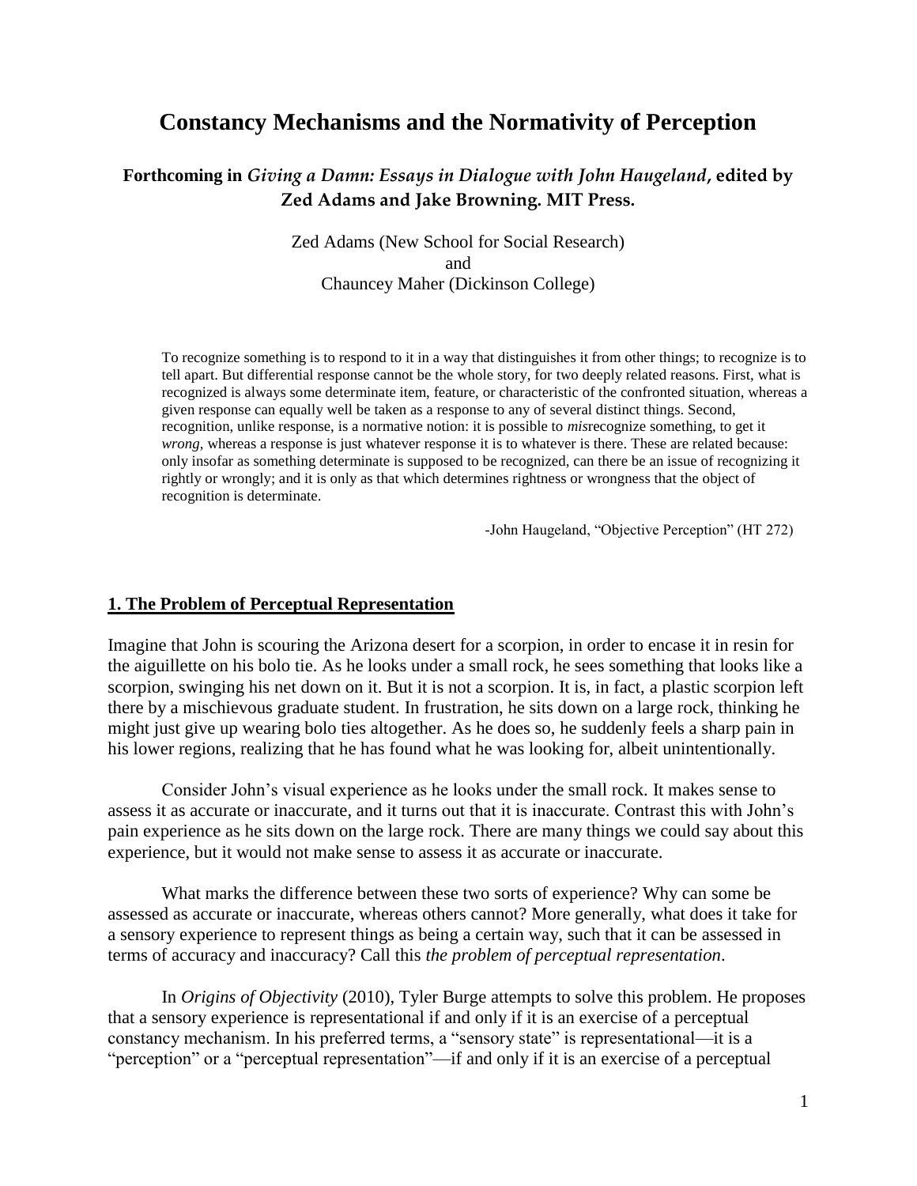# Constancy Mechanisms and the Normativity of Perception

**Forthcoming in *Giving a Damn: Essays in Dialogue with John Haugeland*, edited by Zed Adams and Jake Browning. MIT Press.**

Zed Adams (New School for Social Research)
and
Chauncey Maher (Dickinson College)

> To recognize something is to respond to it in a way that distinguishes it from other things; to recognize is to tell apart. But differential response cannot be the whole story, for two deeply related reasons. First, what is recognized is always some determinate item, feature, or characteristic of the confronted situation, whereas a given response can equally well be taken as a response to any of several distinct things. Second, recognition, unlike response, is a normative notion: it is possible to *mis*recognize something, to get it *wrong*, whereas a response is just whatever response it is to whatever is there. These are related because: only insofar as something determinate is supposed to be recognized, can there be an issue of recognizing it rightly or wrongly; and it is only as that which determines rightness or wrongness that the object of recognition is determinate.
>
> -John Haugeland, "Objective Perception" (HT 272)

## 1. The Problem of Perceptual Representation

Imagine that John is scouring the Arizona desert for a scorpion, in order to encase it in resin for the aiguillette on his bolo tie. As he looks under a small rock, he sees something that looks like a scorpion, swinging his net down on it. But it is not a scorpion. It is, in fact, a plastic scorpion left there by a mischievous graduate student. In frustration, he sits down on a large rock, thinking he might just give up wearing bolo ties altogether. As he does so, he suddenly feels a sharp pain in his lower regions, realizing that he has found what he was looking for, albeit unintentionally.

Consider John's visual experience as he looks under the small rock. It makes sense to assess it as accurate or inaccurate, and it turns out that it is inaccurate. Contrast this with John's pain experience as he sits down on the large rock. There are many things we could say about this experience, but it would not make sense to assess it as accurate or inaccurate.

What marks the difference between these two sorts of experience? Why can some be assessed as accurate or inaccurate, whereas others cannot? More generally, what does it take for a sensory experience to represent things as being a certain way, such that it can be assessed in terms of accuracy and inaccuracy? Call this *the problem of perceptual representation*.

In *Origins of Objectivity* (2010), Tyler Burge attempts to solve this problem. He proposes that a sensory experience is representational if and only if it is an exercise of a perceptual constancy mechanism. In his preferred terms, a "sensory state" is representational—it is a "perception" or a "perceptual representation"—if and only if it is an exercise of a perceptual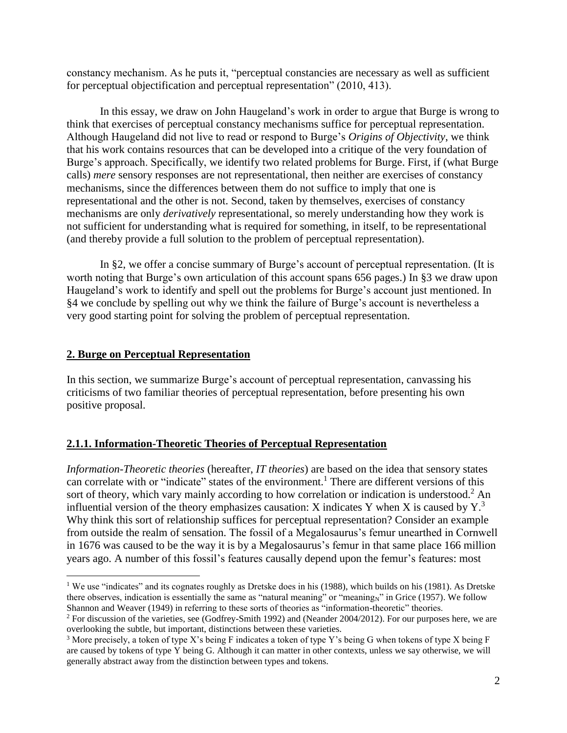constancy mechanism. As he puts it, "perceptual constancies are necessary as well as sufficient for perceptual objectification and perceptual representation" (2010, 413).

In this essay, we draw on John Haugeland's work in order to argue that Burge is wrong to think that exercises of perceptual constancy mechanisms suffice for perceptual representation. Although Haugeland did not live to read or respond to Burge's *Origins of Objectivity*, we think that his work contains resources that can be developed into a critique of the very foundation of Burge's approach. Specifically, we identify two related problems for Burge. First, if (what Burge calls) *mere* sensory responses are not representational, then neither are exercises of constancy mechanisms, since the differences between them do not suffice to imply that one is representational and the other is not. Second, taken by themselves, exercises of constancy mechanisms are only *derivatively* representational, so merely understanding how they work is not sufficient for understanding what is required for something, in itself, to be representational (and thereby provide a full solution to the problem of perceptual representation).

In §2, we offer a concise summary of Burge's account of perceptual representation. (It is worth noting that Burge's own articulation of this account spans 656 pages.) In §3 we draw upon Haugeland's work to identify and spell out the problems for Burge's account just mentioned. In §4 we conclude by spelling out why we think the failure of Burge's account is nevertheless a very good starting point for solving the problem of perceptual representation.

## 2. Burge on Perceptual Representation

In this section, we summarize Burge's account of perceptual representation, canvassing his criticisms of two familiar theories of perceptual representation, before presenting his own positive proposal.

### 2.1.1. Information-Theoretic Theories of Perceptual Representation

*Information-Theoretic theories* (hereafter, *IT theories*) are based on the idea that sensory states can correlate with or "indicate" states of the environment.[1] There are different versions of this sort of theory, which vary mainly according to how correlation or indication is understood.[2] An influential version of the theory emphasizes causation: X indicates Y when X is caused by Y.[3] Why think this sort of relationship suffices for perceptual representation? Consider an example from outside the realm of sensation. The fossil of a Megalosaurus's femur unearthed in Cornwell in 1676 was caused to be the way it is by a Megalosaurus's femur in that same place 166 million years ago. A number of this fossil's features causally depend upon the femur's features: most

---

[1] We use "indicates" and its cognates roughly as Dretske does in his (1988), which builds on his (1981). As Dretske there observes, indication is essentially the same as "natural meaning" or "meaning$_N$" in Grice (1957). We follow Shannon and Weaver (1949) in referring to these sorts of theories as "information-theoretic" theories.

[2] For discussion of the varieties, see (Godfrey-Smith 1992) and (Neander 2004/2012). For our purposes here, we are overlooking the subtle, but important, distinctions between these varieties.

[3] More precisely, a token of type X's being F indicates a token of type Y's being G when tokens of type X being F are caused by tokens of type Y being G. Although it can matter in other contexts, unless we say otherwise, we will generally abstract away from the distinction between types and tokens.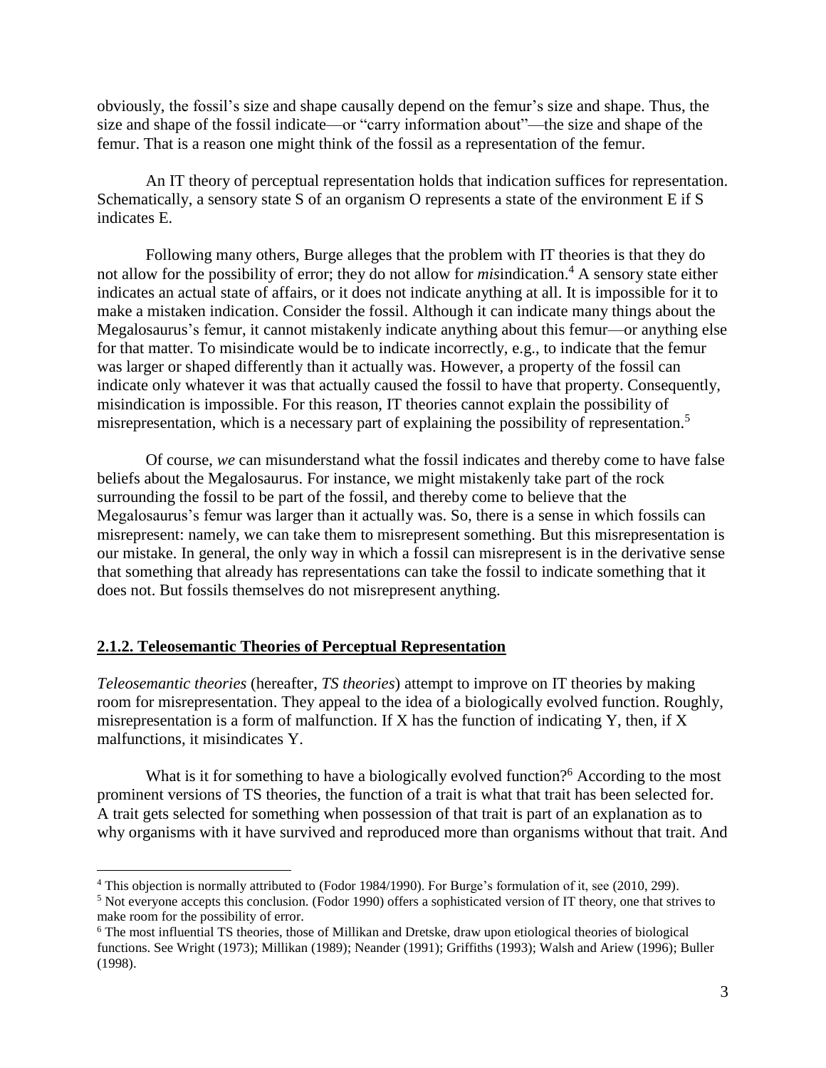obviously, the fossil's size and shape causally depend on the femur's size and shape. Thus, the size and shape of the fossil indicate—or "carry information about"—the size and shape of the femur. That is a reason one might think of the fossil as a representation of the femur.

An IT theory of perceptual representation holds that indication suffices for representation. Schematically, a sensory state S of an organism O represents a state of the environment E if S indicates E.

Following many others, Burge alleges that the problem with IT theories is that they do not allow for the possibility of error; they do not allow for *mis*indication.[4] A sensory state either indicates an actual state of affairs, or it does not indicate anything at all. It is impossible for it to make a mistaken indication. Consider the fossil. Although it can indicate many things about the Megalosaurus's femur, it cannot mistakenly indicate anything about this femur—or anything else for that matter. To misindicate would be to indicate incorrectly, e.g., to indicate that the femur was larger or shaped differently than it actually was. However, a property of the fossil can indicate only whatever it was that actually caused the fossil to have that property. Consequently, misindication is impossible. For this reason, IT theories cannot explain the possibility of misrepresentation, which is a necessary part of explaining the possibility of representation.[5]

Of course, *we* can misunderstand what the fossil indicates and thereby come to have false beliefs about the Megalosaurus. For instance, we might mistakenly take part of the rock surrounding the fossil to be part of the fossil, and thereby come to believe that the Megalosaurus's femur was larger than it actually was. So, there is a sense in which fossils can misrepresent: namely, we can take them to misrepresent something. But this misrepresentation is our mistake. In general, the only way in which a fossil can misrepresent is in the derivative sense that something that already has representations can take the fossil to indicate something that it does not. But fossils themselves do not misrepresent anything.

### 2.1.2. Teleosemantic Theories of Perceptual Representation

*Teleosemantic theories* (hereafter, *TS theories*) attempt to improve on IT theories by making room for misrepresentation. They appeal to the idea of a biologically evolved function. Roughly, misrepresentation is a form of malfunction. If X has the function of indicating Y, then, if X malfunctions, it misindicates Y.

What is it for something to have a biologically evolved function?[6] According to the most prominent versions of TS theories, the function of a trait is what that trait has been selected for. A trait gets selected for something when possession of that trait is part of an explanation as to why organisms with it have survived and reproduced more than organisms without that trait. And

---

[4] This objection is normally attributed to (Fodor 1984/1990). For Burge's formulation of it, see (2010, 299).

[5] Not everyone accepts this conclusion. (Fodor 1990) offers a sophisticated version of IT theory, one that strives to make room for the possibility of error.

[6] The most influential TS theories, those of Millikan and Dretske, draw upon etiological theories of biological functions. See Wright (1973); Millikan (1989); Neander (1991); Griffiths (1993); Walsh and Ariew (1996); Buller (1998).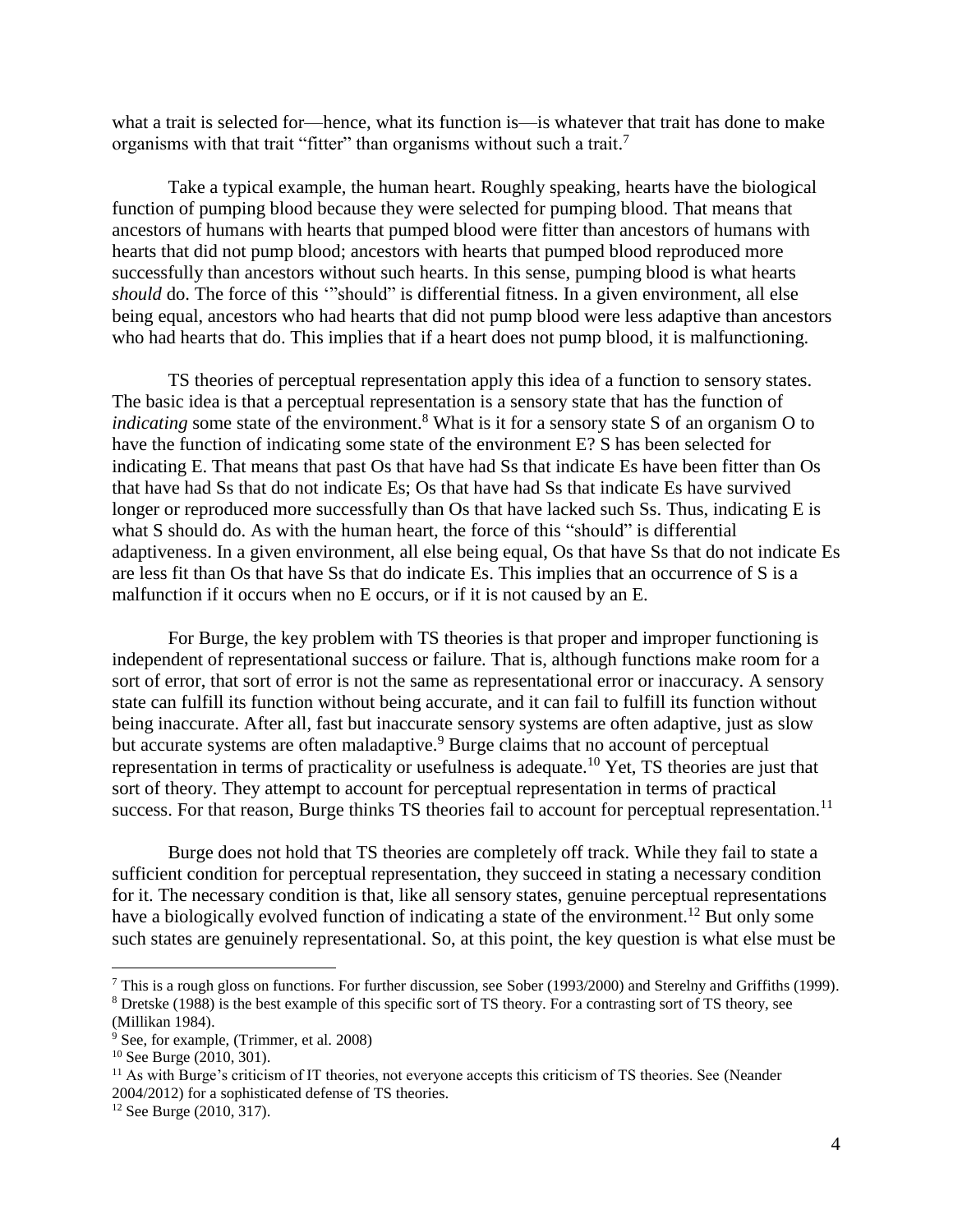what a trait is selected for—hence, what its function is—is whatever that trait has done to make organisms with that trait "fitter" than organisms without such a trait.[7]

Take a typical example, the human heart. Roughly speaking, hearts have the biological function of pumping blood because they were selected for pumping blood. That means that ancestors of humans with hearts that pumped blood were fitter than ancestors of humans with hearts that did not pump blood; ancestors with hearts that pumped blood reproduced more successfully than ancestors without such hearts. In this sense, pumping blood is what hearts *should* do. The force of this '"should" is differential fitness. In a given environment, all else being equal, ancestors who had hearts that did not pump blood were less adaptive than ancestors who had hearts that do. This implies that if a heart does not pump blood, it is malfunctioning.

TS theories of perceptual representation apply this idea of a function to sensory states. The basic idea is that a perceptual representation is a sensory state that has the function of *indicating* some state of the environment.[8] What is it for a sensory state S of an organism O to have the function of indicating some state of the environment E? S has been selected for indicating E. That means that past Os that have had Ss that indicate Es have been fitter than Os that have had Ss that do not indicate Es; Os that have had Ss that indicate Es have survived longer or reproduced more successfully than Os that have lacked such Ss. Thus, indicating E is what S should do. As with the human heart, the force of this "should" is differential adaptiveness. In a given environment, all else being equal, Os that have Ss that do not indicate Es are less fit than Os that have Ss that do indicate Es. This implies that an occurrence of S is a malfunction if it occurs when no E occurs, or if it is not caused by an E.

For Burge, the key problem with TS theories is that proper and improper functioning is independent of representational success or failure. That is, although functions make room for a sort of error, that sort of error is not the same as representational error or inaccuracy. A sensory state can fulfill its function without being accurate, and it can fail to fulfill its function without being inaccurate. After all, fast but inaccurate sensory systems are often adaptive, just as slow but accurate systems are often maladaptive.[9] Burge claims that no account of perceptual representation in terms of practicality or usefulness is adequate.[10] Yet, TS theories are just that sort of theory. They attempt to account for perceptual representation in terms of practical success. For that reason, Burge thinks TS theories fail to account for perceptual representation.[11]

Burge does not hold that TS theories are completely off track. While they fail to state a sufficient condition for perceptual representation, they succeed in stating a necessary condition for it. The necessary condition is that, like all sensory states, genuine perceptual representations have a biologically evolved function of indicating a state of the environment.[12] But only some such states are genuinely representational. So, at this point, the key question is what else must be

---

[7] This is a rough gloss on functions. For further discussion, see Sober (1993/2000) and Sterelny and Griffiths (1999).

[8] Dretske (1988) is the best example of this specific sort of TS theory. For a contrasting sort of TS theory, see (Millikan 1984).

[9] See, for example, (Trimmer, et al. 2008)

[10] See Burge (2010, 301).

[11] As with Burge's criticism of IT theories, not everyone accepts this criticism of TS theories. See (Neander 2004/2012) for a sophisticated defense of TS theories.

[12] See Burge (2010, 317).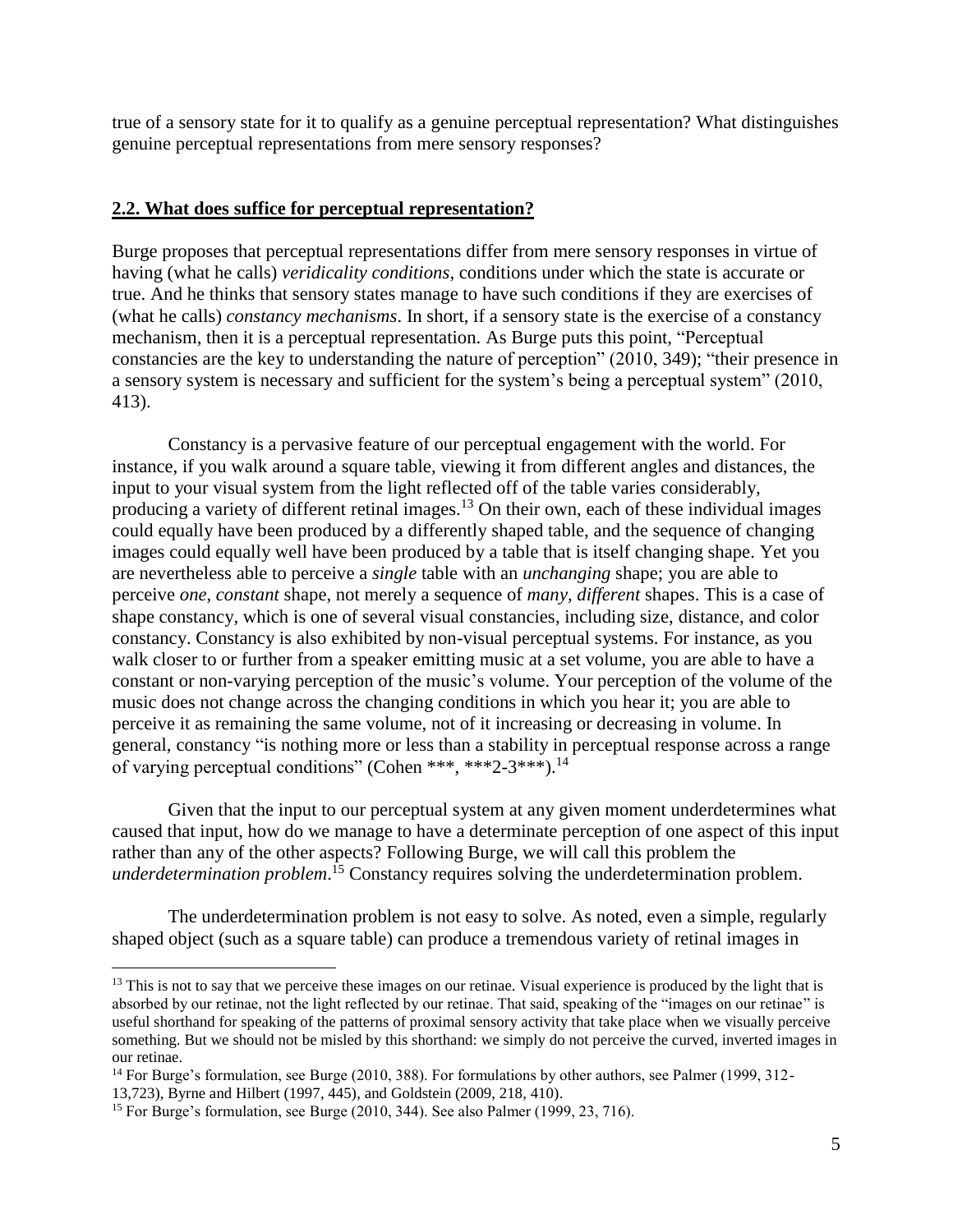true of a sensory state for it to qualify as a genuine perceptual representation? What distinguishes genuine perceptual representations from mere sensory responses?

## 2.2. What does suffice for perceptual representation?

Burge proposes that perceptual representations differ from mere sensory responses in virtue of having (what he calls) *veridicality conditions*, conditions under which the state is accurate or true. And he thinks that sensory states manage to have such conditions if they are exercises of (what he calls) *constancy mechanisms*. In short, if a sensory state is the exercise of a constancy mechanism, then it is a perceptual representation. As Burge puts this point, "Perceptual constancies are the key to understanding the nature of perception" (2010, 349); "their presence in a sensory system is necessary and sufficient for the system's being a perceptual system" (2010, 413).

Constancy is a pervasive feature of our perceptual engagement with the world. For instance, if you walk around a square table, viewing it from different angles and distances, the input to your visual system from the light reflected off of the table varies considerably, producing a variety of different retinal images.[13] On their own, each of these individual images could equally have been produced by a differently shaped table, and the sequence of changing images could equally well have been produced by a table that is itself changing shape. Yet you are nevertheless able to perceive a *single* table with an *unchanging* shape; you are able to perceive *one*, *constant* shape, not merely a sequence of *many, different* shapes. This is a case of shape constancy, which is one of several visual constancies, including size, distance, and color constancy. Constancy is also exhibited by non-visual perceptual systems. For instance, as you walk closer to or further from a speaker emitting music at a set volume, you are able to have a constant or non-varying perception of the music's volume. Your perception of the volume of the music does not change across the changing conditions in which you hear it; you are able to perceive it as remaining the same volume, not of it increasing or decreasing in volume. In general, constancy "is nothing more or less than a stability in perceptual response across a range of varying perceptual conditions" (Cohen ***, ***2-3***).[14]

Given that the input to our perceptual system at any given moment underdetermines what caused that input, how do we manage to have a determinate perception of one aspect of this input rather than any of the other aspects? Following Burge, we will call this problem the *underdetermination problem*.[15] Constancy requires solving the underdetermination problem.

The underdetermination problem is not easy to solve. As noted, even a simple, regularly shaped object (such as a square table) can produce a tremendous variety of retinal images in

---

[13] This is not to say that we perceive these images on our retinae. Visual experience is produced by the light that is absorbed by our retinae, not the light reflected by our retinae. That said, speaking of the "images on our retinae" is useful shorthand for speaking of the patterns of proximal sensory activity that take place when we visually perceive something. But we should not be misled by this shorthand: we simply do not perceive the curved, inverted images in our retinae.

[14] For Burge's formulation, see Burge (2010, 388). For formulations by other authors, see Palmer (1999, 312-13,723), Byrne and Hilbert (1997, 445), and Goldstein (2009, 218, 410).

[15] For Burge's formulation, see Burge (2010, 344). See also Palmer (1999, 23, 716).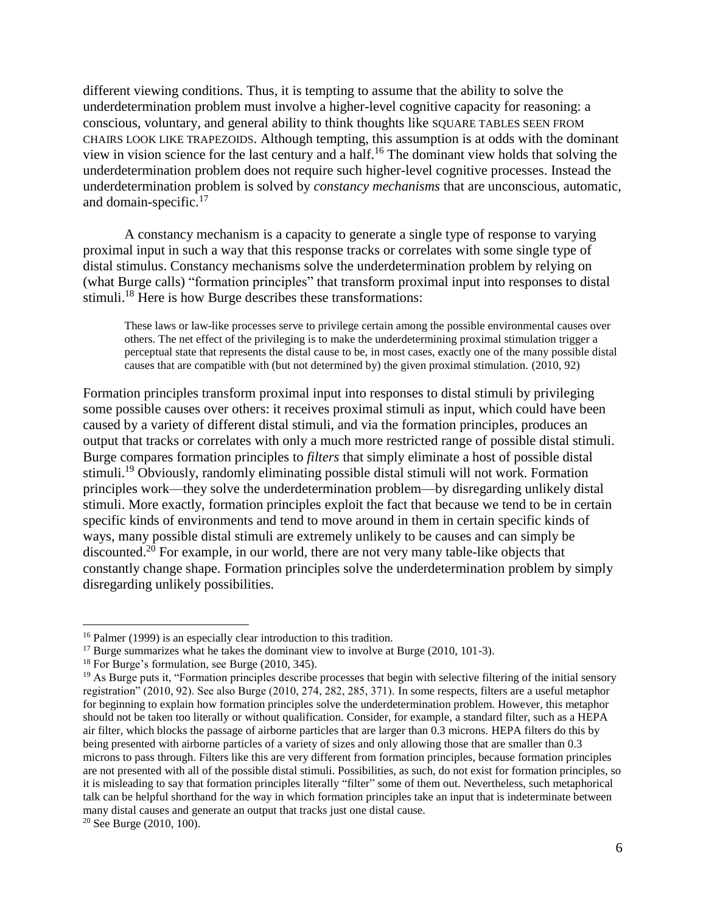different viewing conditions. Thus, it is tempting to assume that the ability to solve the underdetermination problem must involve a higher-level cognitive capacity for reasoning: a conscious, voluntary, and general ability to think thoughts like SQUARE TABLES SEEN FROM CHAIRS LOOK LIKE TRAPEZOIDS. Although tempting, this assumption is at odds with the dominant view in vision science for the last century and a half.[16] The dominant view holds that solving the underdetermination problem does not require such higher-level cognitive processes. Instead the underdetermination problem is solved by *constancy mechanisms* that are unconscious, automatic, and domain-specific.[17]

A constancy mechanism is a capacity to generate a single type of response to varying proximal input in such a way that this response tracks or correlates with some single type of distal stimulus. Constancy mechanisms solve the underdetermination problem by relying on (what Burge calls) "formation principles" that transform proximal input into responses to distal stimuli.[18] Here is how Burge describes these transformations:

> These laws or law-like processes serve to privilege certain among the possible environmental causes over others. The net effect of the privileging is to make the underdetermining proximal stimulation trigger a perceptual state that represents the distal cause to be, in most cases, exactly one of the many possible distal causes that are compatible with (but not determined by) the given proximal stimulation. (2010, 92)

Formation principles transform proximal input into responses to distal stimuli by privileging some possible causes over others: it receives proximal stimuli as input, which could have been caused by a variety of different distal stimuli, and via the formation principles, produces an output that tracks or correlates with only a much more restricted range of possible distal stimuli. Burge compares formation principles to *filters* that simply eliminate a host of possible distal stimuli.[19] Obviously, randomly eliminating possible distal stimuli will not work. Formation principles work—they solve the underdetermination problem—by disregarding unlikely distal stimuli. More exactly, formation principles exploit the fact that because we tend to be in certain specific kinds of environments and tend to move around in them in certain specific kinds of ways, many possible distal stimuli are extremely unlikely to be causes and can simply be discounted.[20] For example, in our world, there are not very many table-like objects that constantly change shape. Formation principles solve the underdetermination problem by simply disregarding unlikely possibilities.

---

[16] Palmer (1999) is an especially clear introduction to this tradition.

[17] Burge summarizes what he takes the dominant view to involve at Burge (2010, 101-3).

[18] For Burge's formulation, see Burge (2010, 345).

[19] As Burge puts it, "Formation principles describe processes that begin with selective filtering of the initial sensory registration" (2010, 92). See also Burge (2010, 274, 282, 285, 371). In some respects, filters are a useful metaphor for beginning to explain how formation principles solve the underdetermination problem. However, this metaphor should not be taken too literally or without qualification. Consider, for example, a standard filter, such as a HEPA air filter, which blocks the passage of airborne particles that are larger than 0.3 microns. HEPA filters do this by being presented with airborne particles of a variety of sizes and only allowing those that are smaller than 0.3 microns to pass through. Filters like this are very different from formation principles, because formation principles are not presented with all of the possible distal stimuli. Possibilities, as such, do not exist for formation principles, so it is misleading to say that formation principles literally "filter" some of them out. Nevertheless, such metaphorical talk can be helpful shorthand for the way in which formation principles take an input that is indeterminate between many distal causes and generate an output that tracks just one distal cause.

[20] See Burge (2010, 100).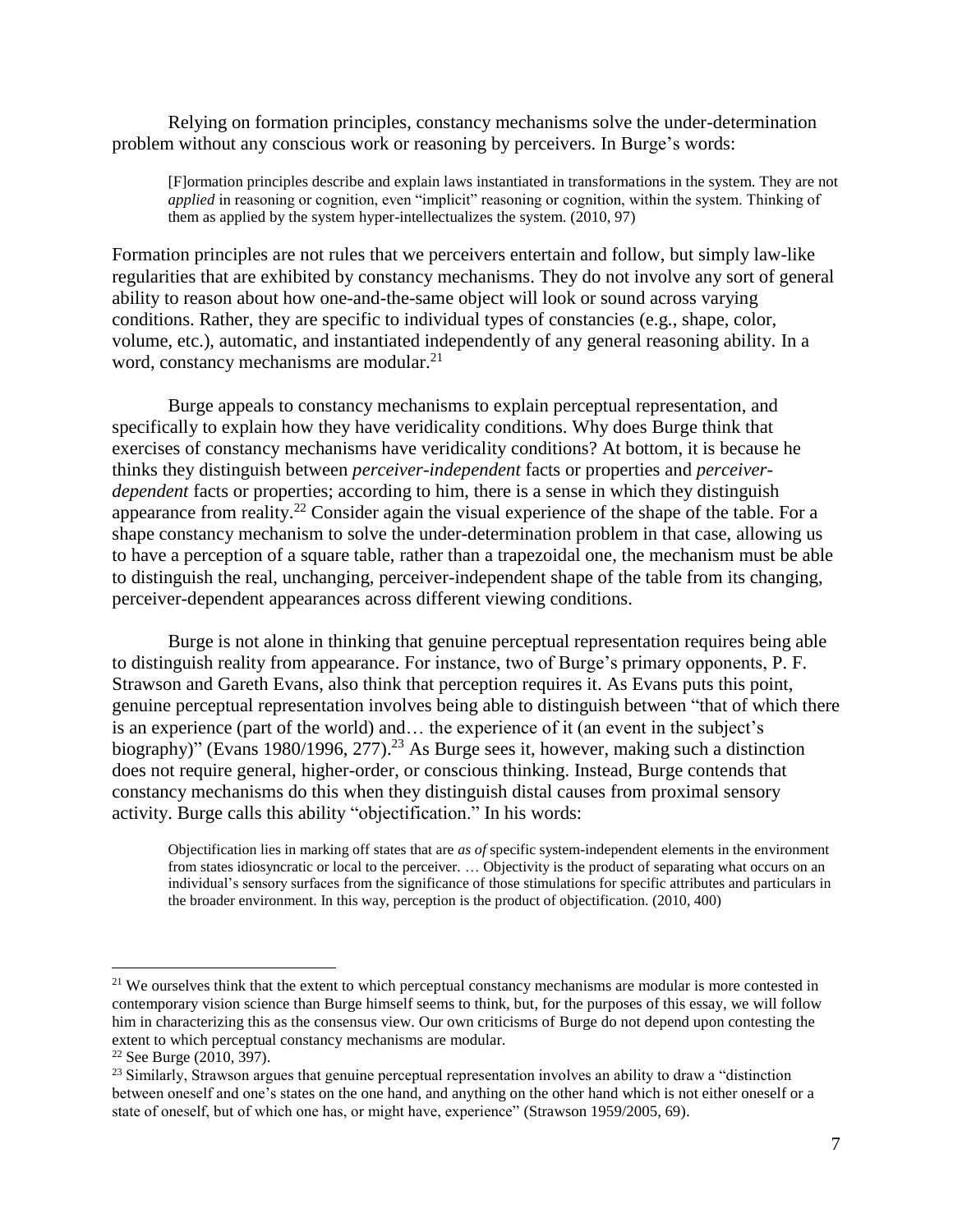Relying on formation principles, constancy mechanisms solve the under-determination problem without any conscious work or reasoning by perceivers. In Burge's words:

> [F]ormation principles describe and explain laws instantiated in transformations in the system. They are not *applied* in reasoning or cognition, even "implicit" reasoning or cognition, within the system. Thinking of them as applied by the system hyper-intellectualizes the system. (2010, 97)

Formation principles are not rules that we perceivers entertain and follow, but simply law-like regularities that are exhibited by constancy mechanisms. They do not involve any sort of general ability to reason about how one-and-the-same object will look or sound across varying conditions. Rather, they are specific to individual types of constancies (e.g., shape, color, volume, etc.), automatic, and instantiated independently of any general reasoning ability. In a word, constancy mechanisms are modular.[21]

Burge appeals to constancy mechanisms to explain perceptual representation, and specifically to explain how they have veridicality conditions. Why does Burge think that exercises of constancy mechanisms have veridicality conditions? At bottom, it is because he thinks they distinguish between *perceiver-independent* facts or properties and *perceiver-dependent* facts or properties; according to him, there is a sense in which they distinguish appearance from reality.[22] Consider again the visual experience of the shape of the table. For a shape constancy mechanism to solve the under-determination problem in that case, allowing us to have a perception of a square table, rather than a trapezoidal one, the mechanism must be able to distinguish the real, unchanging, perceiver-independent shape of the table from its changing, perceiver-dependent appearances across different viewing conditions.

Burge is not alone in thinking that genuine perceptual representation requires being able to distinguish reality from appearance. For instance, two of Burge's primary opponents, P. F. Strawson and Gareth Evans, also think that perception requires it. As Evans puts this point, genuine perceptual representation involves being able to distinguish between "that of which there is an experience (part of the world) and… the experience of it (an event in the subject's biography)" (Evans 1980/1996, 277).[23] As Burge sees it, however, making such a distinction does not require general, higher-order, or conscious thinking. Instead, Burge contends that constancy mechanisms do this when they distinguish distal causes from proximal sensory activity. Burge calls this ability "objectification." In his words:

> Objectification lies in marking off states that are *as of* specific system-independent elements in the environment from states idiosyncratic or local to the perceiver. … Objectivity is the product of separating what occurs on an individual's sensory surfaces from the significance of those stimulations for specific attributes and particulars in the broader environment. In this way, perception is the product of objectification. (2010, 400)

---

[21] We ourselves think that the extent to which perceptual constancy mechanisms are modular is more contested in contemporary vision science than Burge himself seems to think, but, for the purposes of this essay, we will follow him in characterizing this as the consensus view. Our own criticisms of Burge do not depend upon contesting the extent to which perceptual constancy mechanisms are modular.

[22] See Burge (2010, 397).

[23] Similarly, Strawson argues that genuine perceptual representation involves an ability to draw a "distinction between oneself and one's states on the one hand, and anything on the other hand which is not either oneself or a state of oneself, but of which one has, or might have, experience" (Strawson 1959/2005, 69).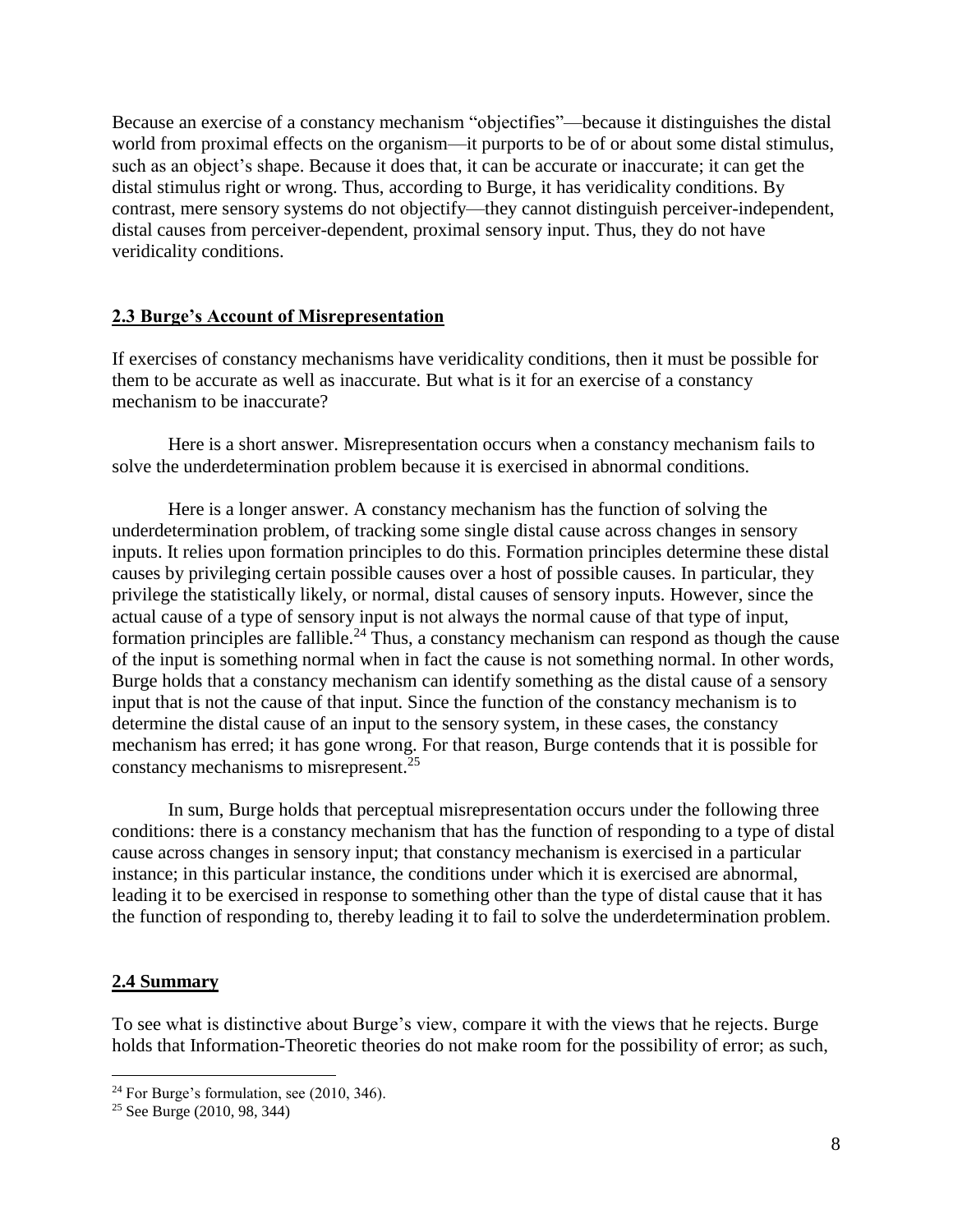Because an exercise of a constancy mechanism "objectifies"—because it distinguishes the distal world from proximal effects on the organism—it purports to be of or about some distal stimulus, such as an object's shape. Because it does that, it can be accurate or inaccurate; it can get the distal stimulus right or wrong. Thus, according to Burge, it has veridicality conditions. By contrast, mere sensory systems do not objectify—they cannot distinguish perceiver-independent, distal causes from perceiver-dependent, proximal sensory input. Thus, they do not have veridicality conditions.

## 2.3 Burge's Account of Misrepresentation

If exercises of constancy mechanisms have veridicality conditions, then it must be possible for them to be accurate as well as inaccurate. But what is it for an exercise of a constancy mechanism to be inaccurate?

Here is a short answer. Misrepresentation occurs when a constancy mechanism fails to solve the underdetermination problem because it is exercised in abnormal conditions.

Here is a longer answer. A constancy mechanism has the function of solving the underdetermination problem, of tracking some single distal cause across changes in sensory inputs. It relies upon formation principles to do this. Formation principles determine these distal causes by privileging certain possible causes over a host of possible causes. In particular, they privilege the statistically likely, or normal, distal causes of sensory inputs. However, since the actual cause of a type of sensory input is not always the normal cause of that type of input, formation principles are fallible.[24] Thus, a constancy mechanism can respond as though the cause of the input is something normal when in fact the cause is not something normal. In other words, Burge holds that a constancy mechanism can identify something as the distal cause of a sensory input that is not the cause of that input. Since the function of the constancy mechanism is to determine the distal cause of an input to the sensory system, in these cases, the constancy mechanism has erred; it has gone wrong. For that reason, Burge contends that it is possible for constancy mechanisms to misrepresent.[25]

In sum, Burge holds that perceptual misrepresentation occurs under the following three conditions: there is a constancy mechanism that has the function of responding to a type of distal cause across changes in sensory input; that constancy mechanism is exercised in a particular instance; in this particular instance, the conditions under which it is exercised are abnormal, leading it to be exercised in response to something other than the type of distal cause that it has the function of responding to, thereby leading it to fail to solve the underdetermination problem.

## 2.4 Summary

To see what is distinctive about Burge's view, compare it with the views that he rejects. Burge holds that Information-Theoretic theories do not make room for the possibility of error; as such,

[24] For Burge's formulation, see (2010, 346).

[25] See Burge (2010, 98, 344)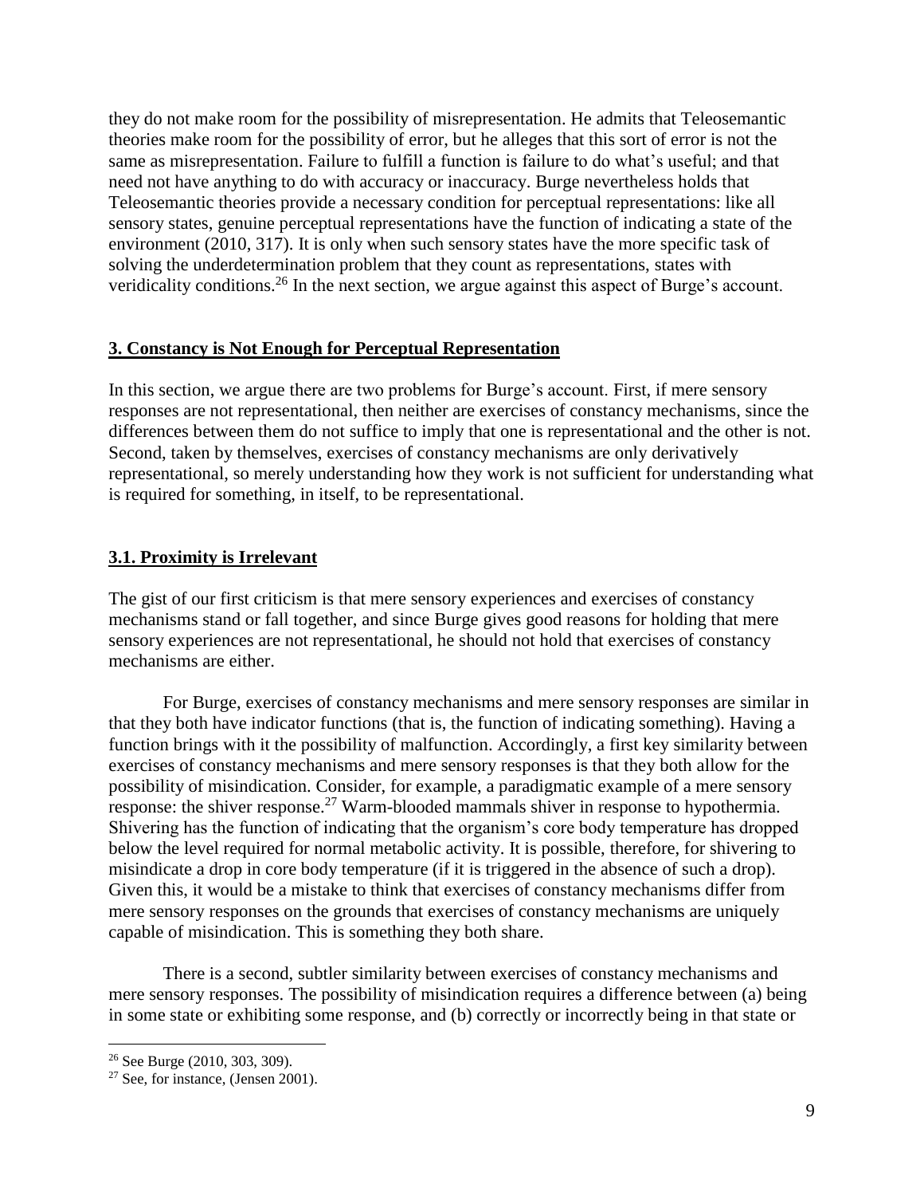they do not make room for the possibility of misrepresentation. He admits that Teleosemantic theories make room for the possibility of error, but he alleges that this sort of error is not the same as misrepresentation. Failure to fulfill a function is failure to do what's useful; and that need not have anything to do with accuracy or inaccuracy. Burge nevertheless holds that Teleosemantic theories provide a necessary condition for perceptual representations: like all sensory states, genuine perceptual representations have the function of indicating a state of the environment (2010, 317). It is only when such sensory states have the more specific task of solving the underdetermination problem that they count as representations, states with veridicality conditions.[26] In the next section, we argue against this aspect of Burge's account.

## 3. Constancy is Not Enough for Perceptual Representation

In this section, we argue there are two problems for Burge's account. First, if mere sensory responses are not representational, then neither are exercises of constancy mechanisms, since the differences between them do not suffice to imply that one is representational and the other is not. Second, taken by themselves, exercises of constancy mechanisms are only derivatively representational, so merely understanding how they work is not sufficient for understanding what is required for something, in itself, to be representational.

### 3.1. Proximity is Irrelevant

The gist of our first criticism is that mere sensory experiences and exercises of constancy mechanisms stand or fall together, and since Burge gives good reasons for holding that mere sensory experiences are not representational, he should not hold that exercises of constancy mechanisms are either.

For Burge, exercises of constancy mechanisms and mere sensory responses are similar in that they both have indicator functions (that is, the function of indicating something). Having a function brings with it the possibility of malfunction. Accordingly, a first key similarity between exercises of constancy mechanisms and mere sensory responses is that they both allow for the possibility of misindication. Consider, for example, a paradigmatic example of a mere sensory response: the shiver response.[27] Warm-blooded mammals shiver in response to hypothermia. Shivering has the function of indicating that the organism's core body temperature has dropped below the level required for normal metabolic activity. It is possible, therefore, for shivering to misindicate a drop in core body temperature (if it is triggered in the absence of such a drop). Given this, it would be a mistake to think that exercises of constancy mechanisms differ from mere sensory responses on the grounds that exercises of constancy mechanisms are uniquely capable of misindication. This is something they both share.

There is a second, subtler similarity between exercises of constancy mechanisms and mere sensory responses. The possibility of misindication requires a difference between (a) being in some state or exhibiting some response, and (b) correctly or incorrectly being in that state or

[26] See Burge (2010, 303, 309).

[27] See, for instance, (Jensen 2001).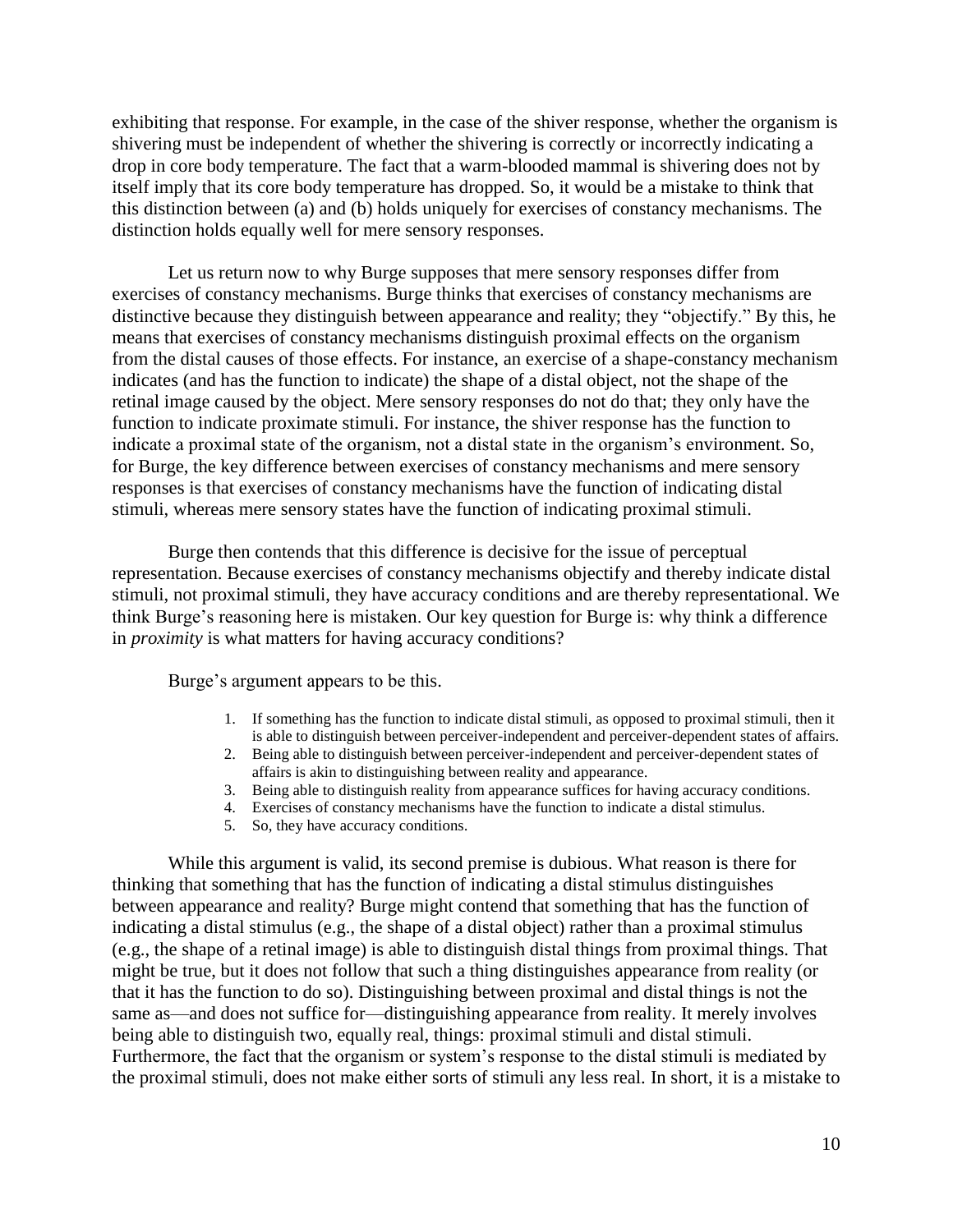exhibiting that response. For example, in the case of the shiver response, whether the organism is shivering must be independent of whether the shivering is correctly or incorrectly indicating a drop in core body temperature. The fact that a warm-blooded mammal is shivering does not by itself imply that its core body temperature has dropped. So, it would be a mistake to think that this distinction between (a) and (b) holds uniquely for exercises of constancy mechanisms. The distinction holds equally well for mere sensory responses.

Let us return now to why Burge supposes that mere sensory responses differ from exercises of constancy mechanisms. Burge thinks that exercises of constancy mechanisms are distinctive because they distinguish between appearance and reality; they "objectify." By this, he means that exercises of constancy mechanisms distinguish proximal effects on the organism from the distal causes of those effects. For instance, an exercise of a shape-constancy mechanism indicates (and has the function to indicate) the shape of a distal object, not the shape of the retinal image caused by the object. Mere sensory responses do not do that; they only have the function to indicate proximate stimuli. For instance, the shiver response has the function to indicate a proximal state of the organism, not a distal state in the organism's environment. So, for Burge, the key difference between exercises of constancy mechanisms and mere sensory responses is that exercises of constancy mechanisms have the function of indicating distal stimuli, whereas mere sensory states have the function of indicating proximal stimuli.

Burge then contends that this difference is decisive for the issue of perceptual representation. Because exercises of constancy mechanisms objectify and thereby indicate distal stimuli, not proximal stimuli, they have accuracy conditions and are thereby representational. We think Burge's reasoning here is mistaken. Our key question for Burge is: why think a difference in *proximity* is what matters for having accuracy conditions?

Burge's argument appears to be this.

1. If something has the function to indicate distal stimuli, as opposed to proximal stimuli, then it is able to distinguish between perceiver-independent and perceiver-dependent states of affairs.
2. Being able to distinguish between perceiver-independent and perceiver-dependent states of affairs is akin to distinguishing between reality and appearance.
3. Being able to distinguish reality from appearance suffices for having accuracy conditions.
4. Exercises of constancy mechanisms have the function to indicate a distal stimulus.
5. So, they have accuracy conditions.

While this argument is valid, its second premise is dubious. What reason is there for thinking that something that has the function of indicating a distal stimulus distinguishes between appearance and reality? Burge might contend that something that has the function of indicating a distal stimulus (e.g., the shape of a distal object) rather than a proximal stimulus (e.g., the shape of a retinal image) is able to distinguish distal things from proximal things. That might be true, but it does not follow that such a thing distinguishes appearance from reality (or that it has the function to do so). Distinguishing between proximal and distal things is not the same as—and does not suffice for—distinguishing appearance from reality. It merely involves being able to distinguish two, equally real, things: proximal stimuli and distal stimuli. Furthermore, the fact that the organism or system's response to the distal stimuli is mediated by the proximal stimuli, does not make either sorts of stimuli any less real. In short, it is a mistake to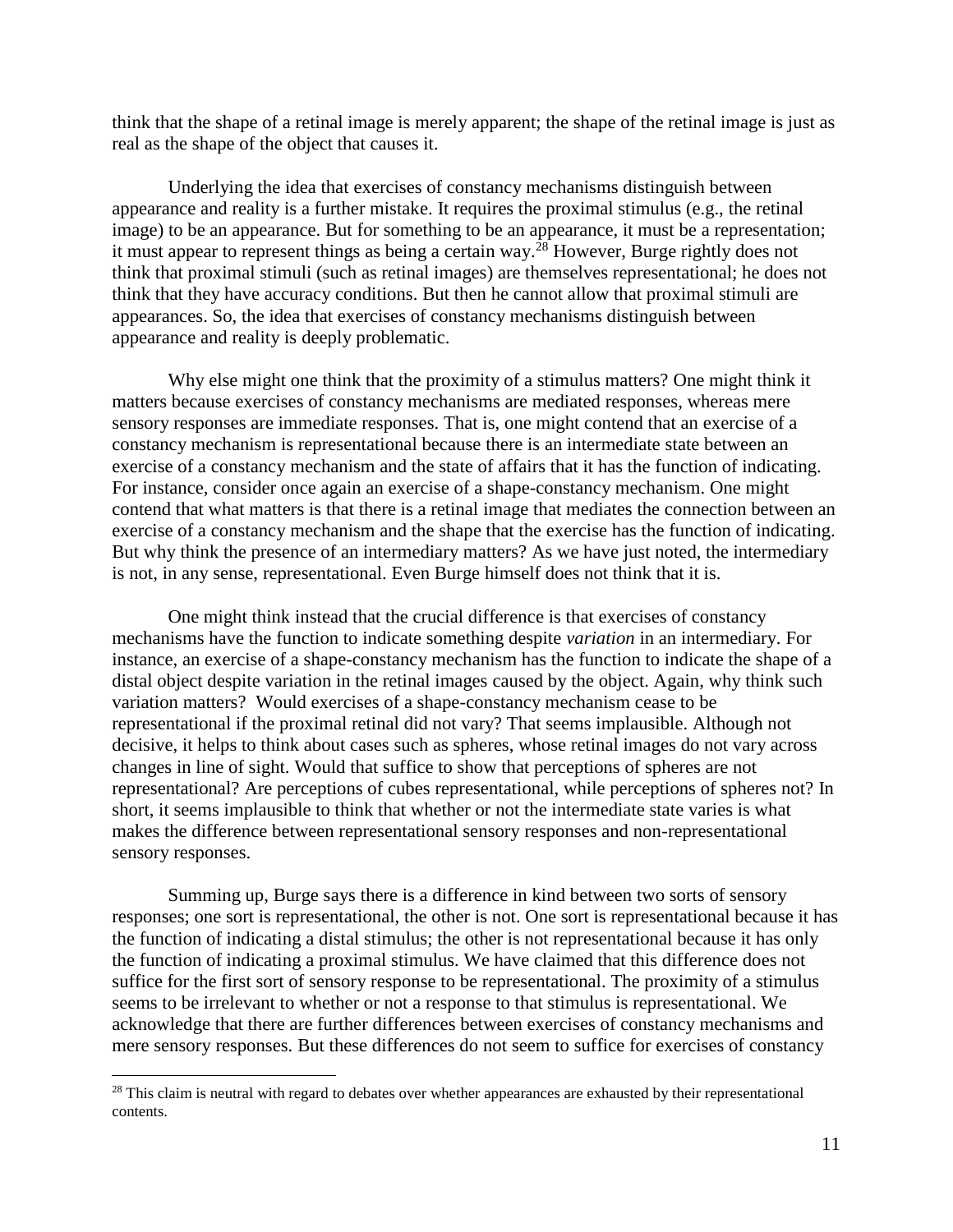think that the shape of a retinal image is merely apparent; the shape of the retinal image is just as real as the shape of the object that causes it.

Underlying the idea that exercises of constancy mechanisms distinguish between appearance and reality is a further mistake. It requires the proximal stimulus (e.g., the retinal image) to be an appearance. But for something to be an appearance, it must be a representation; it must appear to represent things as being a certain way.[28] However, Burge rightly does not think that proximal stimuli (such as retinal images) are themselves representational; he does not think that they have accuracy conditions. But then he cannot allow that proximal stimuli are appearances. So, the idea that exercises of constancy mechanisms distinguish between appearance and reality is deeply problematic.

Why else might one think that the proximity of a stimulus matters? One might think it matters because exercises of constancy mechanisms are mediated responses, whereas mere sensory responses are immediate responses. That is, one might contend that an exercise of a constancy mechanism is representational because there is an intermediate state between an exercise of a constancy mechanism and the state of affairs that it has the function of indicating. For instance, consider once again an exercise of a shape-constancy mechanism. One might contend that what matters is that there is a retinal image that mediates the connection between an exercise of a constancy mechanism and the shape that the exercise has the function of indicating. But why think the presence of an intermediary matters? As we have just noted, the intermediary is not, in any sense, representational. Even Burge himself does not think that it is.

One might think instead that the crucial difference is that exercises of constancy mechanisms have the function to indicate something despite *variation* in an intermediary. For instance, an exercise of a shape-constancy mechanism has the function to indicate the shape of a distal object despite variation in the retinal images caused by the object. Again, why think such variation matters? Would exercises of a shape-constancy mechanism cease to be representational if the proximal retinal did not vary? That seems implausible. Although not decisive, it helps to think about cases such as spheres, whose retinal images do not vary across changes in line of sight. Would that suffice to show that perceptions of spheres are not representational? Are perceptions of cubes representational, while perceptions of spheres not? In short, it seems implausible to think that whether or not the intermediate state varies is what makes the difference between representational sensory responses and non-representational sensory responses.

Summing up, Burge says there is a difference in kind between two sorts of sensory responses; one sort is representational, the other is not. One sort is representational because it has the function of indicating a distal stimulus; the other is not representational because it has only the function of indicating a proximal stimulus. We have claimed that this difference does not suffice for the first sort of sensory response to be representational. The proximity of a stimulus seems to be irrelevant to whether or not a response to that stimulus is representational. We acknowledge that there are further differences between exercises of constancy mechanisms and mere sensory responses. But these differences do not seem to suffice for exercises of constancy

[28] This claim is neutral with regard to debates over whether appearances are exhausted by their representational contents.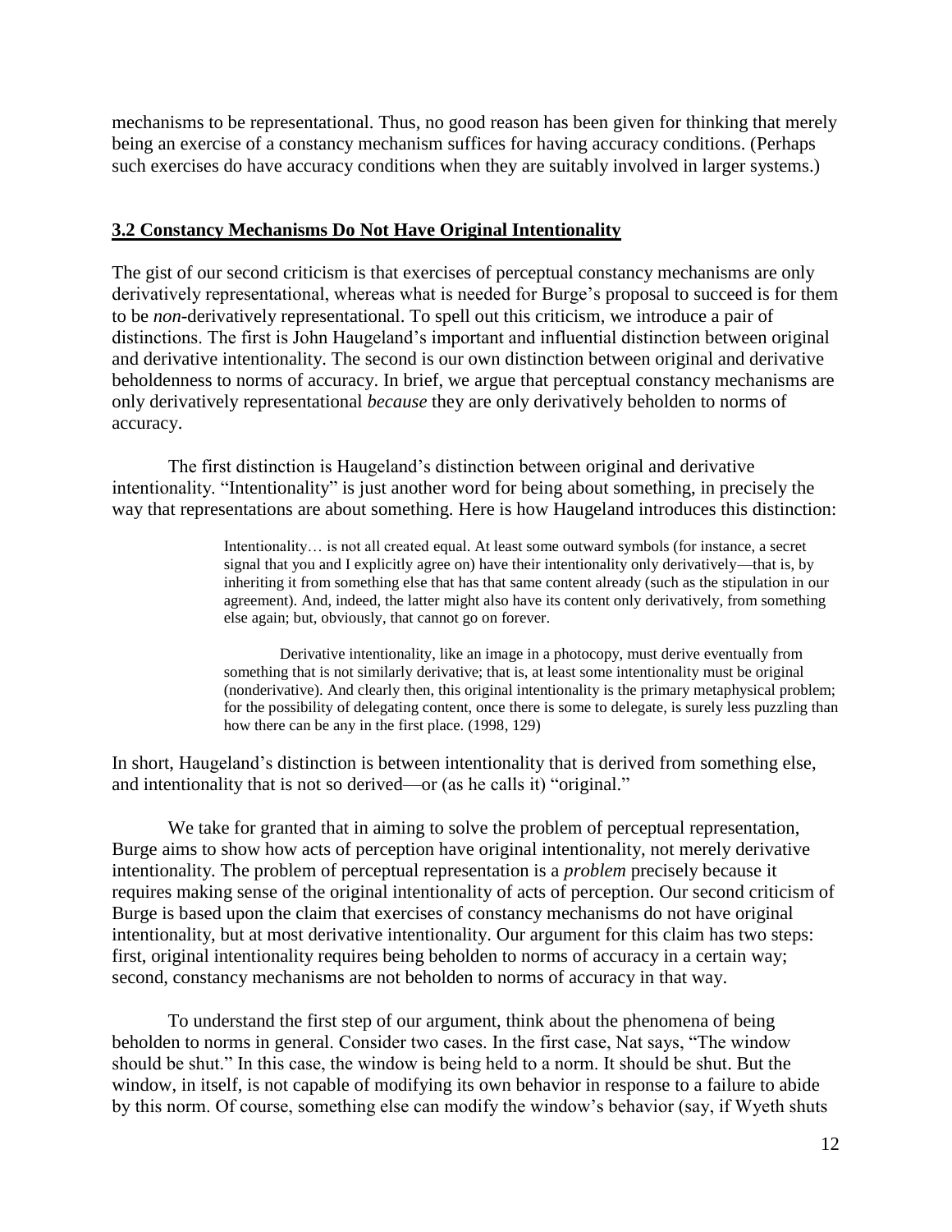mechanisms to be representational. Thus, no good reason has been given for thinking that merely being an exercise of a constancy mechanism suffices for having accuracy conditions. (Perhaps such exercises do have accuracy conditions when they are suitably involved in larger systems.)

### 3.2 Constancy Mechanisms Do Not Have Original Intentionality

The gist of our second criticism is that exercises of perceptual constancy mechanisms are only derivatively representational, whereas what is needed for Burge's proposal to succeed is for them to be *non*-derivatively representational. To spell out this criticism, we introduce a pair of distinctions. The first is John Haugeland's important and influential distinction between original and derivative intentionality. The second is our own distinction between original and derivative beholdenness to norms of accuracy. In brief, we argue that perceptual constancy mechanisms are only derivatively representational *because* they are only derivatively beholden to norms of accuracy.

The first distinction is Haugeland's distinction between original and derivative intentionality. "Intentionality" is just another word for being about something, in precisely the way that representations are about something. Here is how Haugeland introduces this distinction:

> Intentionality… is not all created equal. At least some outward symbols (for instance, a secret signal that you and I explicitly agree on) have their intentionality only derivatively—that is, by inheriting it from something else that has that same content already (such as the stipulation in our agreement). And, indeed, the latter might also have its content only derivatively, from something else again; but, obviously, that cannot go on forever.
>
> Derivative intentionality, like an image in a photocopy, must derive eventually from something that is not similarly derivative; that is, at least some intentionality must be original (nonderivative). And clearly then, this original intentionality is the primary metaphysical problem; for the possibility of delegating content, once there is some to delegate, is surely less puzzling than how there can be any in the first place. (1998, 129)

In short, Haugeland's distinction is between intentionality that is derived from something else, and intentionality that is not so derived—or (as he calls it) "original."

We take for granted that in aiming to solve the problem of perceptual representation, Burge aims to show how acts of perception have original intentionality, not merely derivative intentionality. The problem of perceptual representation is a *problem* precisely because it requires making sense of the original intentionality of acts of perception. Our second criticism of Burge is based upon the claim that exercises of constancy mechanisms do not have original intentionality, but at most derivative intentionality. Our argument for this claim has two steps: first, original intentionality requires being beholden to norms of accuracy in a certain way; second, constancy mechanisms are not beholden to norms of accuracy in that way.

To understand the first step of our argument, think about the phenomena of being beholden to norms in general. Consider two cases. In the first case, Nat says, "The window should be shut." In this case, the window is being held to a norm. It should be shut. But the window, in itself, is not capable of modifying its own behavior in response to a failure to abide by this norm. Of course, something else can modify the window's behavior (say, if Wyeth shuts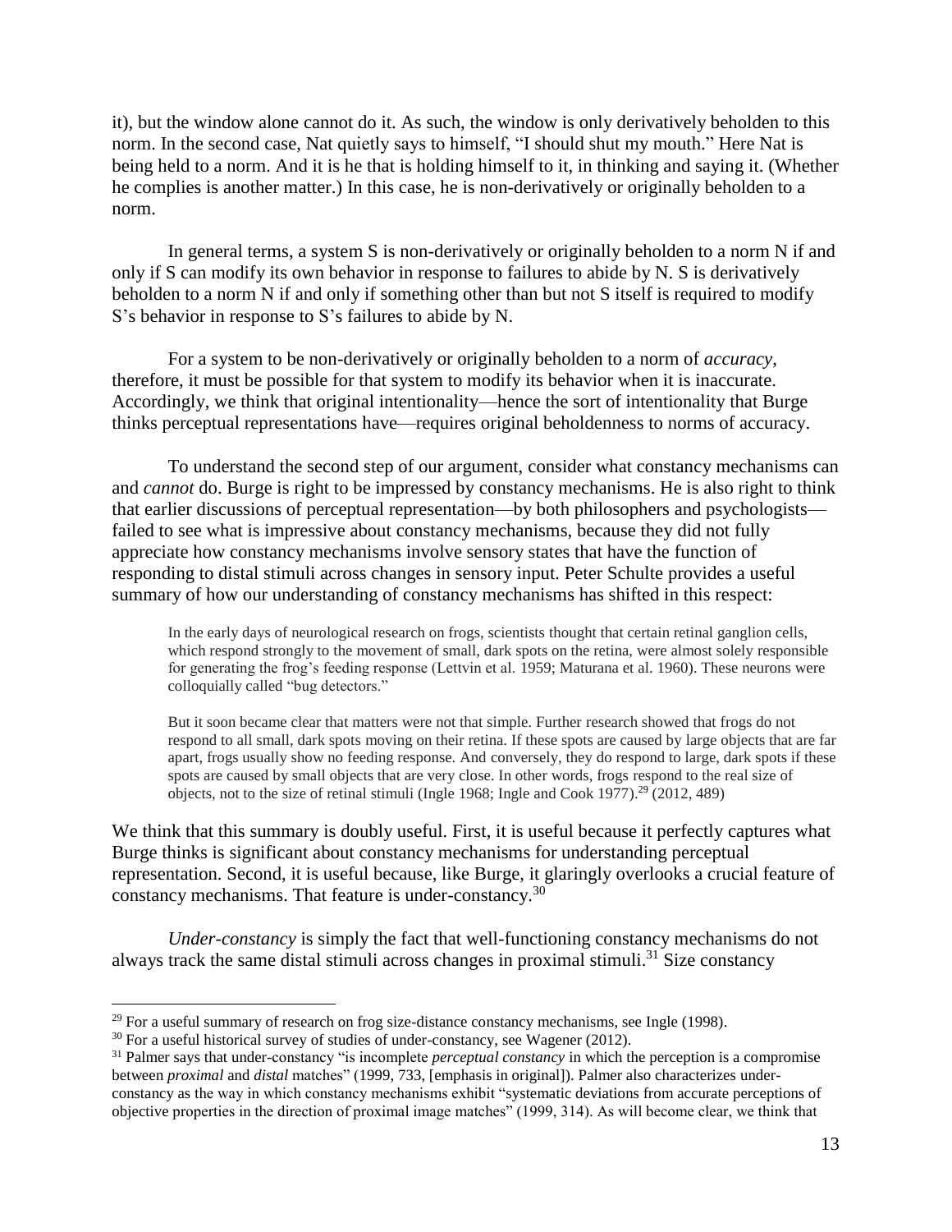it), but the window alone cannot do it. As such, the window is only derivatively beholden to this norm. In the second case, Nat quietly says to himself, "I should shut my mouth." Here Nat is being held to a norm. And it is he that is holding himself to it, in thinking and saying it. (Whether he complies is another matter.) In this case, he is non-derivatively or originally beholden to a norm.

In general terms, a system S is non-derivatively or originally beholden to a norm N if and only if S can modify its own behavior in response to failures to abide by N. S is derivatively beholden to a norm N if and only if something other than but not S itself is required to modify S's behavior in response to S's failures to abide by N.

For a system to be non-derivatively or originally beholden to a norm of *accuracy*, therefore, it must be possible for that system to modify its behavior when it is inaccurate. Accordingly, we think that original intentionality—hence the sort of intentionality that Burge thinks perceptual representations have—requires original beholdenness to norms of accuracy.

To understand the second step of our argument, consider what constancy mechanisms can and *cannot* do. Burge is right to be impressed by constancy mechanisms. He is also right to think that earlier discussions of perceptual representation—by both philosophers and psychologists—failed to see what is impressive about constancy mechanisms, because they did not fully appreciate how constancy mechanisms involve sensory states that have the function of responding to distal stimuli across changes in sensory input. Peter Schulte provides a useful summary of how our understanding of constancy mechanisms has shifted in this respect:

> In the early days of neurological research on frogs, scientists thought that certain retinal ganglion cells, which respond strongly to the movement of small, dark spots on the retina, were almost solely responsible for generating the frog's feeding response (Lettvin et al. 1959; Maturana et al. 1960). These neurons were colloquially called "bug detectors."
>
> But it soon became clear that matters were not that simple. Further research showed that frogs do not respond to all small, dark spots moving on their retina. If these spots are caused by large objects that are far apart, frogs usually show no feeding response. And conversely, they do respond to large, dark spots if these spots are caused by small objects that are very close. In other words, frogs respond to the real size of objects, not to the size of retinal stimuli (Ingle 1968; Ingle and Cook 1977).[29] (2012, 489)

We think that this summary is doubly useful. First, it is useful because it perfectly captures what Burge thinks is significant about constancy mechanisms for understanding perceptual representation. Second, it is useful because, like Burge, it glaringly overlooks a crucial feature of constancy mechanisms. That feature is under-constancy.[30]

*Under-constancy* is simply the fact that well-functioning constancy mechanisms do not always track the same distal stimuli across changes in proximal stimuli.[31] Size constancy

---

[29] For a useful summary of research on frog size-distance constancy mechanisms, see Ingle (1998).

[30] For a useful historical survey of studies of under-constancy, see Wagener (2012).

[31] Palmer says that under-constancy "is incomplete *perceptual constancy* in which the perception is a compromise between *proximal* and *distal* matches" (1999, 733, [emphasis in original]). Palmer also characterizes under-constancy as the way in which constancy mechanisms exhibit "systematic deviations from accurate perceptions of objective properties in the direction of proximal image matches" (1999, 314). As will become clear, we think that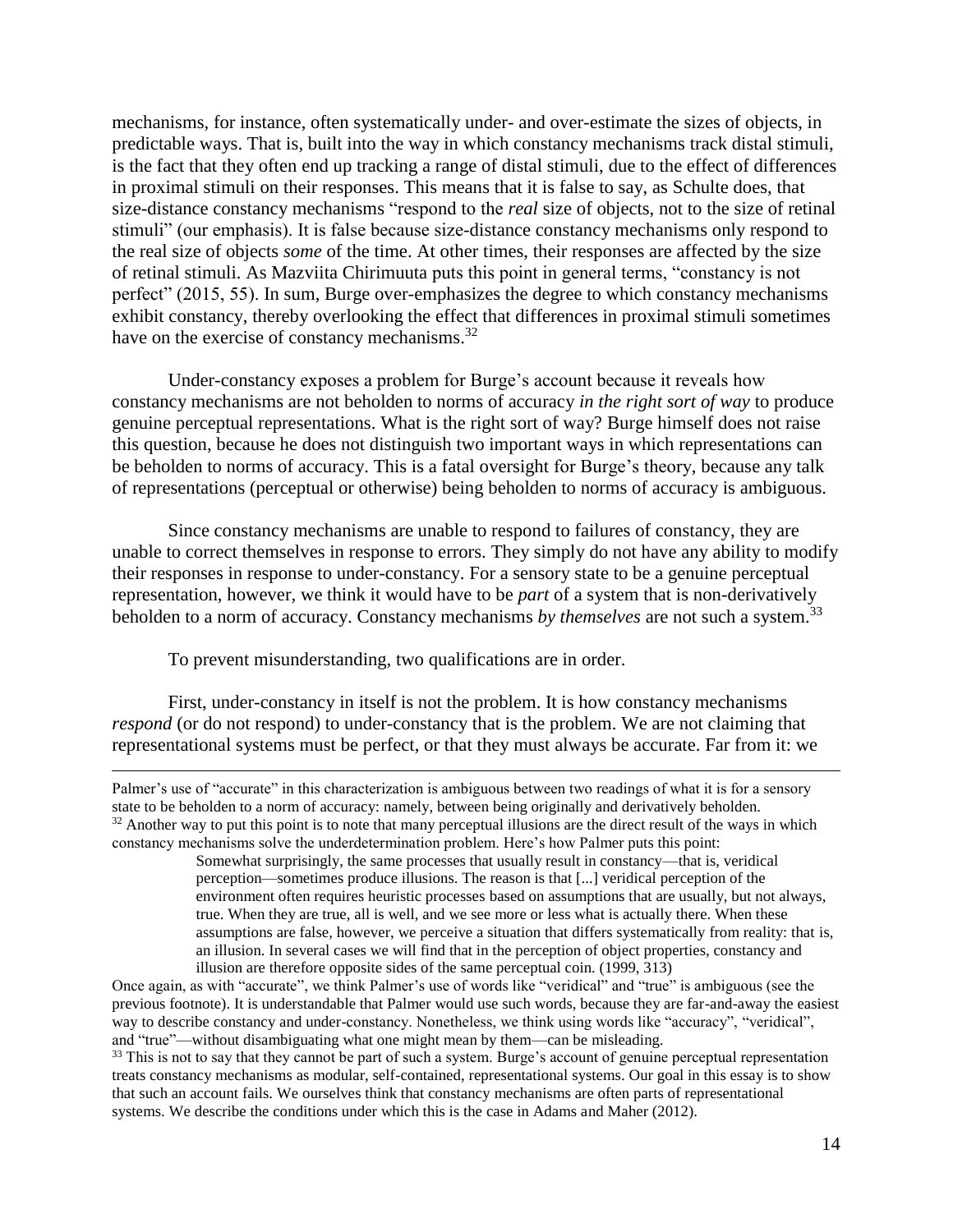mechanisms, for instance, often systematically under- and over-estimate the sizes of objects, in predictable ways. That is, built into the way in which constancy mechanisms track distal stimuli, is the fact that they often end up tracking a range of distal stimuli, due to the effect of differences in proximal stimuli on their responses. This means that it is false to say, as Schulte does, that size-distance constancy mechanisms "respond to the *real* size of objects, not to the size of retinal stimuli" (our emphasis). It is false because size-distance constancy mechanisms only respond to the real size of objects *some* of the time. At other times, their responses are affected by the size of retinal stimuli. As Mazviita Chirimuuta puts this point in general terms, "constancy is not perfect" (2015, 55). In sum, Burge over-emphasizes the degree to which constancy mechanisms exhibit constancy, thereby overlooking the effect that differences in proximal stimuli sometimes have on the exercise of constancy mechanisms.[32]

Under-constancy exposes a problem for Burge's account because it reveals how constancy mechanisms are not beholden to norms of accuracy *in the right sort of way* to produce genuine perceptual representations. What is the right sort of way? Burge himself does not raise this question, because he does not distinguish two important ways in which representations can be beholden to norms of accuracy. This is a fatal oversight for Burge's theory, because any talk of representations (perceptual or otherwise) being beholden to norms of accuracy is ambiguous.

Since constancy mechanisms are unable to respond to failures of constancy, they are unable to correct themselves in response to errors. They simply do not have any ability to modify their responses in response to under-constancy. For a sensory state to be a genuine perceptual representation, however, we think it would have to be *part* of a system that is non-derivatively beholden to a norm of accuracy. Constancy mechanisms *by themselves* are not such a system.[33]

To prevent misunderstanding, two qualifications are in order.

First, under-constancy in itself is not the problem. It is how constancy mechanisms *respond* (or do not respond) to under-constancy that is the problem. We are not claiming that representational systems must be perfect, or that they must always be accurate. Far from it: we

---

Palmer's use of "accurate" in this characterization is ambiguous between two readings of what it is for a sensory state to be beholden to a norm of accuracy: namely, between being originally and derivatively beholden.

[32] Another way to put this point is to note that many perceptual illusions are the direct result of the ways in which constancy mechanisms solve the underdetermination problem. Here's how Palmer puts this point:

> Somewhat surprisingly, the same processes that usually result in constancy—that is, veridical perception—sometimes produce illusions. The reason is that [...] veridical perception of the environment often requires heuristic processes based on assumptions that are usually, but not always, true. When they are true, all is well, and we see more or less what is actually there. When these assumptions are false, however, we perceive a situation that differs systematically from reality: that is, an illusion. In several cases we will find that in the perception of object properties, constancy and illusion are therefore opposite sides of the same perceptual coin. (1999, 313)

Once again, as with "accurate", we think Palmer's use of words like "veridical" and "true" is ambiguous (see the previous footnote). It is understandable that Palmer would use such words, because they are far-and-away the easiest way to describe constancy and under-constancy. Nonetheless, we think using words like "accuracy", "veridical", and "true"—without disambiguating what one might mean by them—can be misleading.

[33] This is not to say that they cannot be part of such a system. Burge's account of genuine perceptual representation treats constancy mechanisms as modular, self-contained, representational systems. Our goal in this essay is to show that such an account fails. We ourselves think that constancy mechanisms are often parts of representational systems. We describe the conditions under which this is the case in Adams and Maher (2012).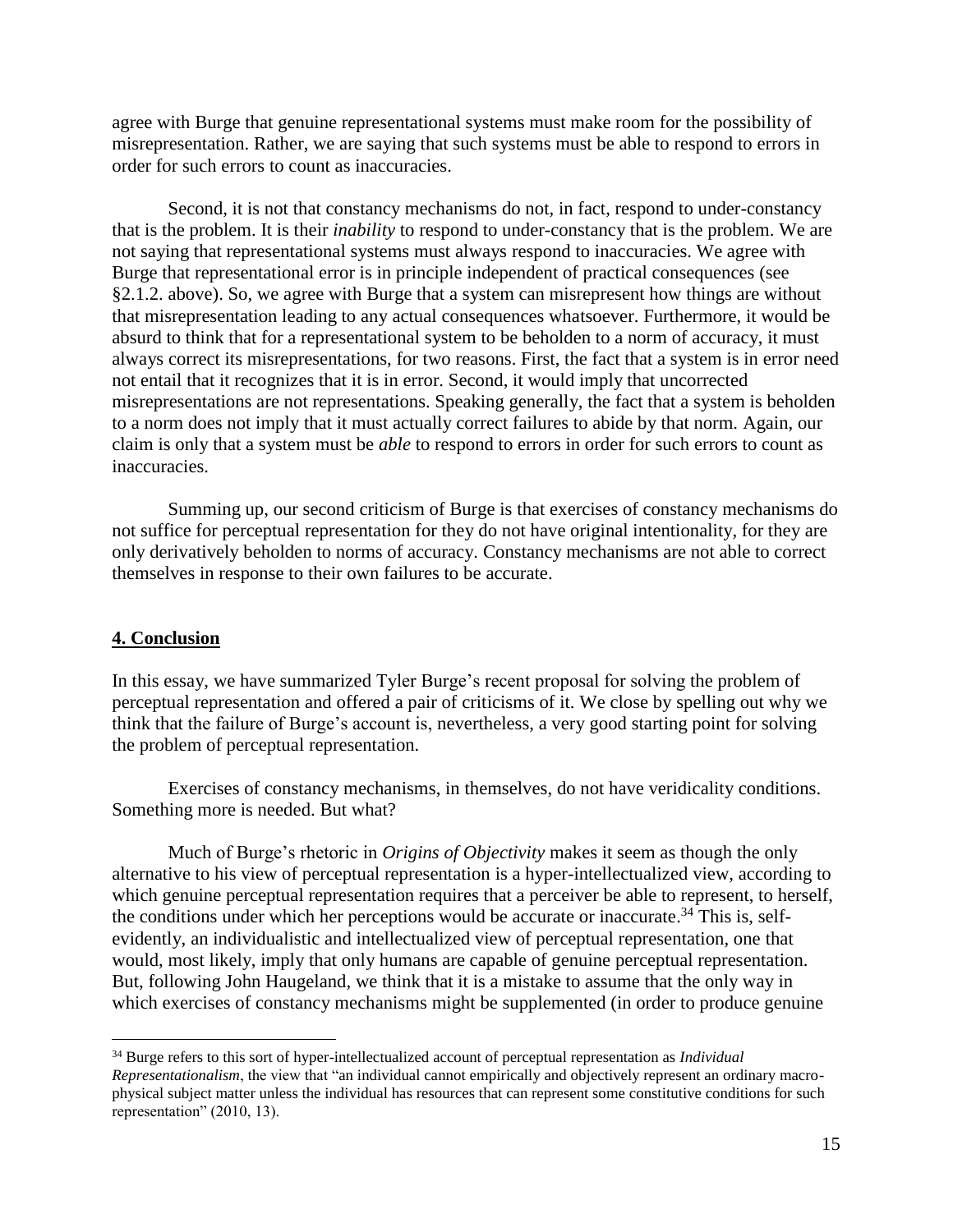agree with Burge that genuine representational systems must make room for the possibility of misrepresentation. Rather, we are saying that such systems must be able to respond to errors in order for such errors to count as inaccuracies.

Second, it is not that constancy mechanisms do not, in fact, respond to under-constancy that is the problem. It is their *inability* to respond to under-constancy that is the problem. We are not saying that representational systems must always respond to inaccuracies. We agree with Burge that representational error is in principle independent of practical consequences (see §2.1.2. above). So, we agree with Burge that a system can misrepresent how things are without that misrepresentation leading to any actual consequences whatsoever. Furthermore, it would be absurd to think that for a representational system to be beholden to a norm of accuracy, it must always correct its misrepresentations, for two reasons. First, the fact that a system is in error need not entail that it recognizes that it is in error. Second, it would imply that uncorrected misrepresentations are not representations. Speaking generally, the fact that a system is beholden to a norm does not imply that it must actually correct failures to abide by that norm. Again, our claim is only that a system must be *able* to respond to errors in order for such errors to count as inaccuracies.

Summing up, our second criticism of Burge is that exercises of constancy mechanisms do not suffice for perceptual representation for they do not have original intentionality, for they are only derivatively beholden to norms of accuracy. Constancy mechanisms are not able to correct themselves in response to their own failures to be accurate.

## 4. Conclusion

In this essay, we have summarized Tyler Burge's recent proposal for solving the problem of perceptual representation and offered a pair of criticisms of it. We close by spelling out why we think that the failure of Burge's account is, nevertheless, a very good starting point for solving the problem of perceptual representation.

Exercises of constancy mechanisms, in themselves, do not have veridicality conditions. Something more is needed. But what?

Much of Burge's rhetoric in *Origins of Objectivity* makes it seem as though the only alternative to his view of perceptual representation is a hyper-intellectualized view, according to which genuine perceptual representation requires that a perceiver be able to represent, to herself, the conditions under which her perceptions would be accurate or inaccurate.[34] This is, self-evidently, an individualistic and intellectualized view of perceptual representation, one that would, most likely, imply that only humans are capable of genuine perceptual representation. But, following John Haugeland, we think that it is a mistake to assume that the only way in which exercises of constancy mechanisms might be supplemented (in order to produce genuine

[34] Burge refers to this sort of hyper-intellectualized account of perceptual representation as *Individual Representationalism*, the view that "an individual cannot empirically and objectively represent an ordinary macro-physical subject matter unless the individual has resources that can represent some constitutive conditions for such representation" (2010, 13).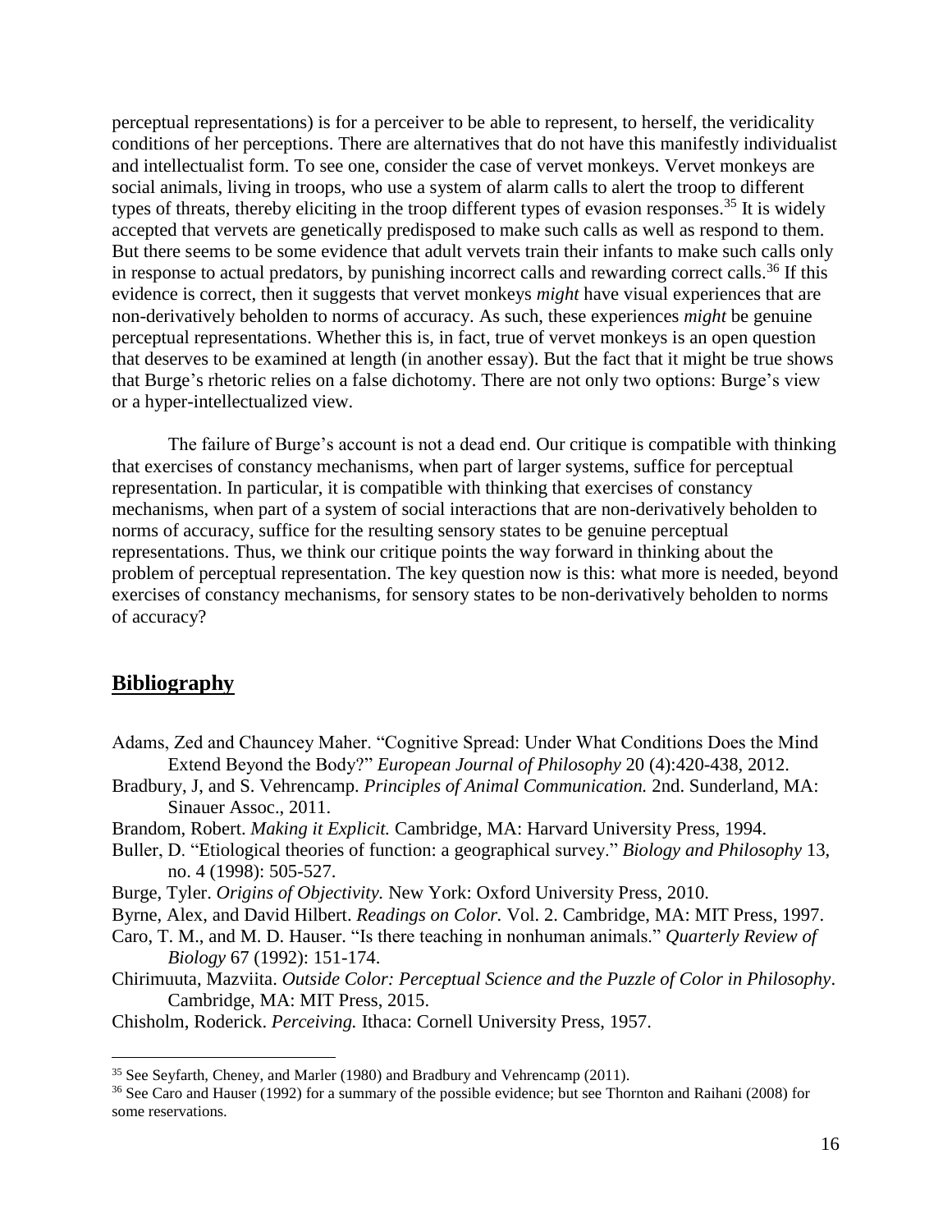perceptual representations) is for a perceiver to be able to represent, to herself, the veridicality conditions of her perceptions. There are alternatives that do not have this manifestly individualist and intellectualist form. To see one, consider the case of vervet monkeys. Vervet monkeys are social animals, living in troops, who use a system of alarm calls to alert the troop to different types of threats, thereby eliciting in the troop different types of evasion responses.[35] It is widely accepted that vervets are genetically predisposed to make such calls as well as respond to them. But there seems to be some evidence that adult vervets train their infants to make such calls only in response to actual predators, by punishing incorrect calls and rewarding correct calls.[36] If this evidence is correct, then it suggests that vervet monkeys *might* have visual experiences that are non-derivatively beholden to norms of accuracy. As such, these experiences *might* be genuine perceptual representations. Whether this is, in fact, true of vervet monkeys is an open question that deserves to be examined at length (in another essay). But the fact that it might be true shows that Burge's rhetoric relies on a false dichotomy. There are not only two options: Burge's view or a hyper-intellectualized view.

The failure of Burge's account is not a dead end. Our critique is compatible with thinking that exercises of constancy mechanisms, when part of larger systems, suffice for perceptual representation. In particular, it is compatible with thinking that exercises of constancy mechanisms, when part of a system of social interactions that are non-derivatively beholden to norms of accuracy, suffice for the resulting sensory states to be genuine perceptual representations. Thus, we think our critique points the way forward in thinking about the problem of perceptual representation. The key question now is this: what more is needed, beyond exercises of constancy mechanisms, for sensory states to be non-derivatively beholden to norms of accuracy?

## Bibliography

Adams, Zed and Chauncey Maher. "Cognitive Spread: Under What Conditions Does the Mind Extend Beyond the Body?" *European Journal of Philosophy* 20 (4):420-438, 2012.

Bradbury, J, and S. Vehrencamp. *Principles of Animal Communication.* 2nd. Sunderland, MA: Sinauer Assoc., 2011.

Brandom, Robert. *Making it Explicit.* Cambridge, MA: Harvard University Press, 1994.

Buller, D. "Etiological theories of function: a geographical survey." *Biology and Philosophy* 13, no. 4 (1998): 505-527.

Burge, Tyler. *Origins of Objectivity.* New York: Oxford University Press, 2010.

Byrne, Alex, and David Hilbert. *Readings on Color.* Vol. 2. Cambridge, MA: MIT Press, 1997.

Caro, T. M., and M. D. Hauser. "Is there teaching in nonhuman animals." *Quarterly Review of Biology* 67 (1992): 151-174.

Chirimuuta, Mazviita. *Outside Color: Perceptual Science and the Puzzle of Color in Philosophy*. Cambridge, MA: MIT Press, 2015.

Chisholm, Roderick. *Perceiving.* Ithaca: Cornell University Press, 1957.

---

[35] See Seyfarth, Cheney, and Marler (1980) and Bradbury and Vehrencamp (2011).

[36] See Caro and Hauser (1992) for a summary of the possible evidence; but see Thornton and Raihani (2008) for some reservations.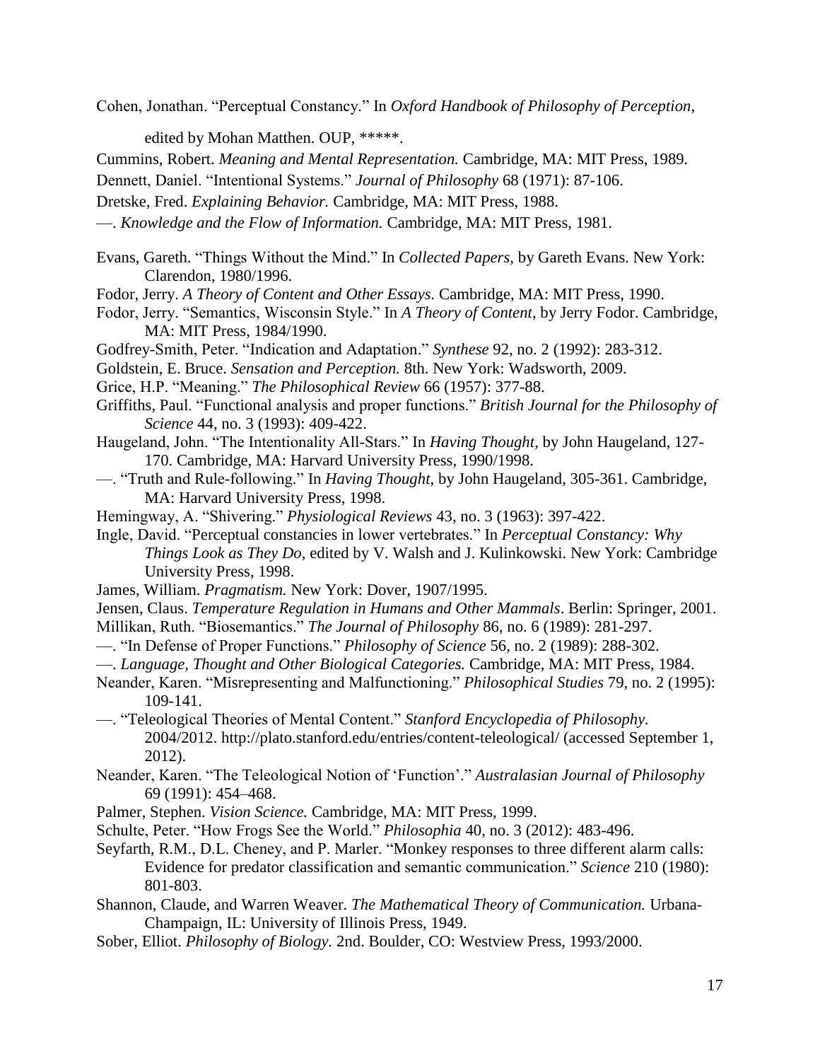Cohen, Jonathan. "Perceptual Constancy." In *Oxford Handbook of Philosophy of Perception*, edited by Mohan Matthen. OUP, *****.

Cummins, Robert. *Meaning and Mental Representation.* Cambridge, MA: MIT Press, 1989.

Dennett, Daniel. "Intentional Systems." *Journal of Philosophy* 68 (1971): 87-106.

Dretske, Fred. *Explaining Behavior.* Cambridge, MA: MIT Press, 1988.

—. *Knowledge and the Flow of Information.* Cambridge, MA: MIT Press, 1981.

Evans, Gareth. "Things Without the Mind." In *Collected Papers*, by Gareth Evans. New York: Clarendon, 1980/1996.

Fodor, Jerry. *A Theory of Content and Other Essays.* Cambridge, MA: MIT Press, 1990.

Fodor, Jerry. "Semantics, Wisconsin Style." In *A Theory of Content*, by Jerry Fodor. Cambridge, MA: MIT Press, 1984/1990.

Godfrey-Smith, Peter. "Indication and Adaptation." *Synthese* 92, no. 2 (1992): 283-312.

Goldstein, E. Bruce. *Sensation and Perception.* 8th. New York: Wadsworth, 2009.

Grice, H.P. "Meaning." *The Philosophical Review* 66 (1957): 377-88.

Griffiths, Paul. "Functional analysis and proper functions." *British Journal for the Philosophy of Science* 44, no. 3 (1993): 409-422.

Haugeland, John. "The Intentionality All-Stars." In *Having Thought*, by John Haugeland, 127-170. Cambridge, MA: Harvard University Press, 1990/1998.

—. "Truth and Rule-following." In *Having Thought*, by John Haugeland, 305-361. Cambridge, MA: Harvard University Press, 1998.

Hemingway, A. "Shivering." *Physiological Reviews* 43, no. 3 (1963): 397-422.

Ingle, David. "Perceptual constancies in lower vertebrates." In *Perceptual Constancy: Why Things Look as They Do*, edited by V. Walsh and J. Kulinkowski. New York: Cambridge University Press, 1998.

James, William. *Pragmatism.* New York: Dover, 1907/1995.

Jensen, Claus. *Temperature Regulation in Humans and Other Mammals*. Berlin: Springer, 2001.

Millikan, Ruth. "Biosemantics." *The Journal of Philosophy* 86, no. 6 (1989): 281-297.

—. "In Defense of Proper Functions." *Philosophy of Science* 56, no. 2 (1989): 288-302.

—. *Language, Thought and Other Biological Categories.* Cambridge, MA: MIT Press, 1984.

Neander, Karen. "Misrepresenting and Malfunctioning." *Philosophical Studies* 79, no. 2 (1995): 109-141.

—. "Teleological Theories of Mental Content." *Stanford Encyclopedia of Philosophy.* 2004/2012. http://plato.stanford.edu/entries/content-teleological/ (accessed September 1, 2012).

Neander, Karen. "The Teleological Notion of 'Function'." *Australasian Journal of Philosophy* 69 (1991): 454–468.

Palmer, Stephen. *Vision Science.* Cambridge, MA: MIT Press, 1999.

Schulte, Peter. "How Frogs See the World." *Philosophia* 40, no. 3 (2012): 483-496.

Seyfarth, R.M., D.L. Cheney, and P. Marler. "Monkey responses to three different alarm calls: Evidence for predator classification and semantic communication." *Science* 210 (1980): 801-803.

Shannon, Claude, and Warren Weaver. *The Mathematical Theory of Communication.* Urbana-Champaign, IL: University of Illinois Press, 1949.

Sober, Elliot. *Philosophy of Biology.* 2nd. Boulder, CO: Westview Press, 1993/2000.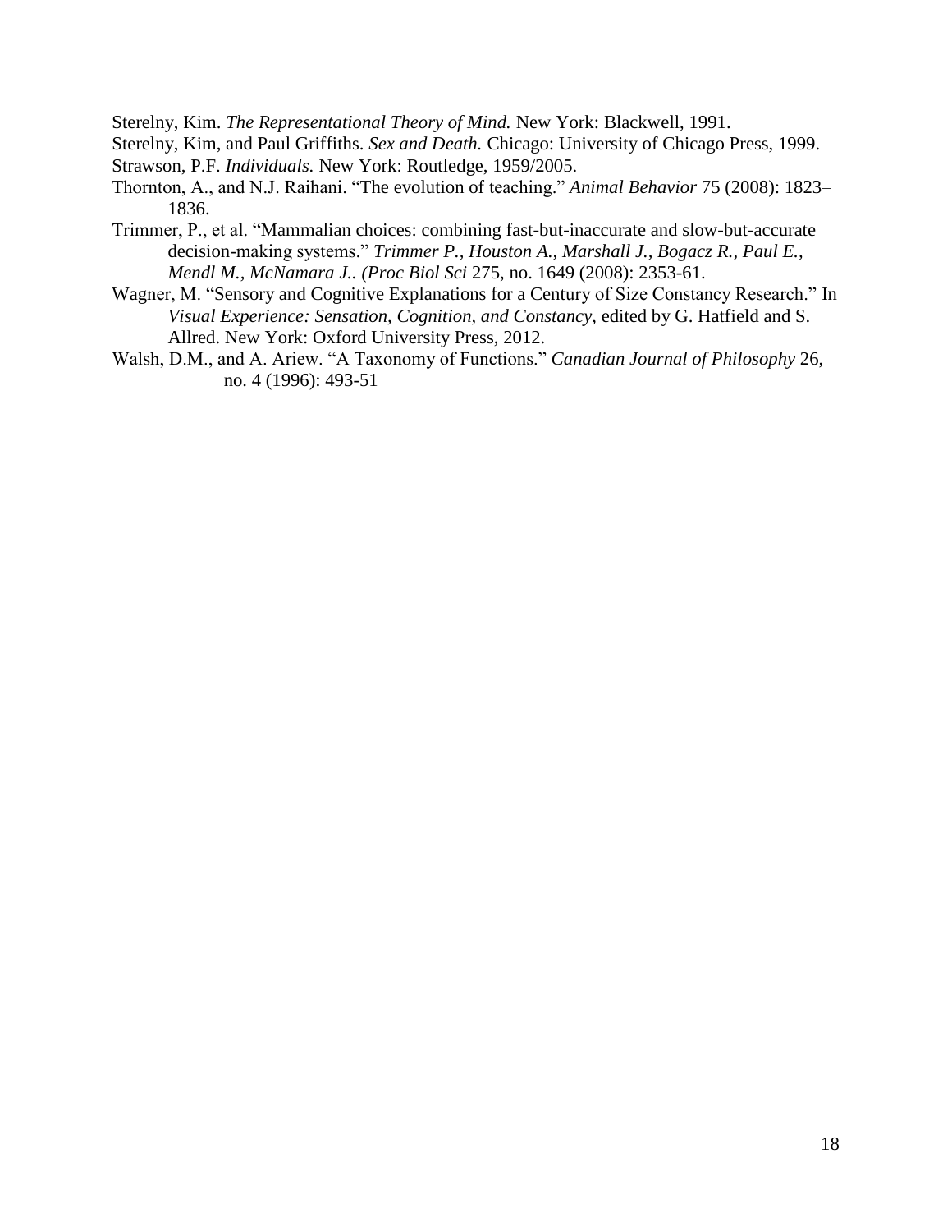Sterelny, Kim. *The Representational Theory of Mind.* New York: Blackwell, 1991.

Sterelny, Kim, and Paul Griffiths. *Sex and Death.* Chicago: University of Chicago Press, 1999.

Strawson, P.F. *Individuals.* New York: Routledge, 1959/2005.

Thornton, A., and N.J. Raihani. "The evolution of teaching." *Animal Behavior* 75 (2008): 1823–1836.

Trimmer, P., et al. "Mammalian choices: combining fast-but-inaccurate and slow-but-accurate decision-making systems." *Trimmer P., Houston A., Marshall J., Bogacz R., Paul E., Mendl M., McNamara J.. (Proc Biol Sci* 275, no. 1649 (2008): 2353-61.

Wagner, M. "Sensory and Cognitive Explanations for a Century of Size Constancy Research." In *Visual Experience: Sensation, Cognition, and Constancy,* edited by G. Hatfield and S. Allred. New York: Oxford University Press, 2012.

Walsh, D.M., and A. Ariew. "A Taxonomy of Functions." *Canadian Journal of Philosophy* 26, no. 4 (1996): 493-51